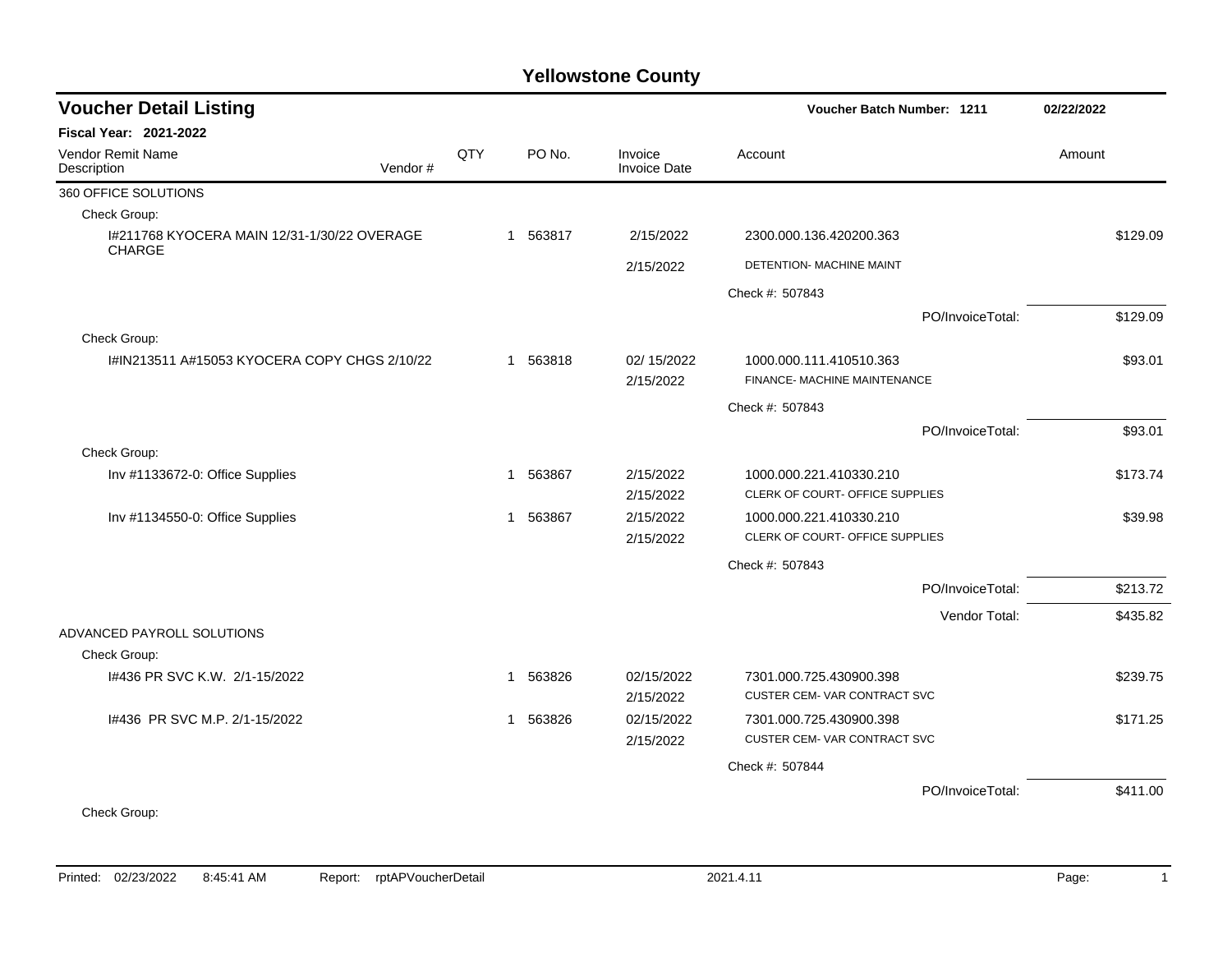# Yellowstone County

## Voucher Detail Listing

**Voucher Batch Number: 1211** 02/22/2022

**Fiscal Year: 2021-2022**

| Vendor Remit Name / Description | Vendor # | QTY | PO No. | Invoice / Invoice Date | Account | Amount |
|---|---|---|---|---|---|---|
| **360 OFFICE SOLUTIONS** | | | | | | |
| Check Group: | | | | | | |
| I#211768 KYOCERA MAIN 12/31-1/30/22 OVERAGE CHARGE | | 1 | 563817 | 2/15/2022 / 2/15/2022 | 2300.000.136.420200.363 DETENTION- MACHINE MAINT | $129.09 |
| | | | | | Check #: 507843 | |
| | | | | | PO/InvoiceTotal: | $129.09 |
| Check Group: | | | | | | |
| I#IN213511 A#15053 KYOCERA COPY CHGS 2/10/22 | | 1 | 563818 | 02/ 15/2022 / 2/15/2022 | 1000.000.111.410510.363 FINANCE- MACHINE MAINTENANCE | $93.01 |
| | | | | | Check #: 507843 | |
| | | | | | PO/InvoiceTotal: | $93.01 |
| Check Group: | | | | | | |
| Inv #1133672-0: Office Supplies | | 1 | 563867 | 2/15/2022 / 2/15/2022 | 1000.000.221.410330.210 CLERK OF COURT- OFFICE SUPPLIES | $173.74 |
| Inv #1134550-0: Office Supplies | | 1 | 563867 | 2/15/2022 / 2/15/2022 | 1000.000.221.410330.210 CLERK OF COURT- OFFICE SUPPLIES | $39.98 |
| | | | | | Check #: 507843 | |
| | | | | | PO/InvoiceTotal: | $213.72 |
| | | | | | Vendor Total: | $435.82 |
| **ADVANCED PAYROLL SOLUTIONS** | | | | | | |
| Check Group: | | | | | | |
| I#436 PR SVC K.W. 2/1-15/2022 | | 1 | 563826 | 02/15/2022 / 2/15/2022 | 7301.000.725.430900.398 CUSTER CEM- VAR CONTRACT SVC | $239.75 |
| I#436 PR SVC M.P. 2/1-15/2022 | | 1 | 563826 | 02/15/2022 / 2/15/2022 | 7301.000.725.430900.398 CUSTER CEM- VAR CONTRACT SVC | $171.25 |
| | | | | | Check #: 507844 | |
| | | | | | PO/InvoiceTotal: | $411.00 |
| Check Group: | | | | | | |

Printed: 02/23/2022 8:45:41 AM Report: rptAPVoucherDetail 2021.4.11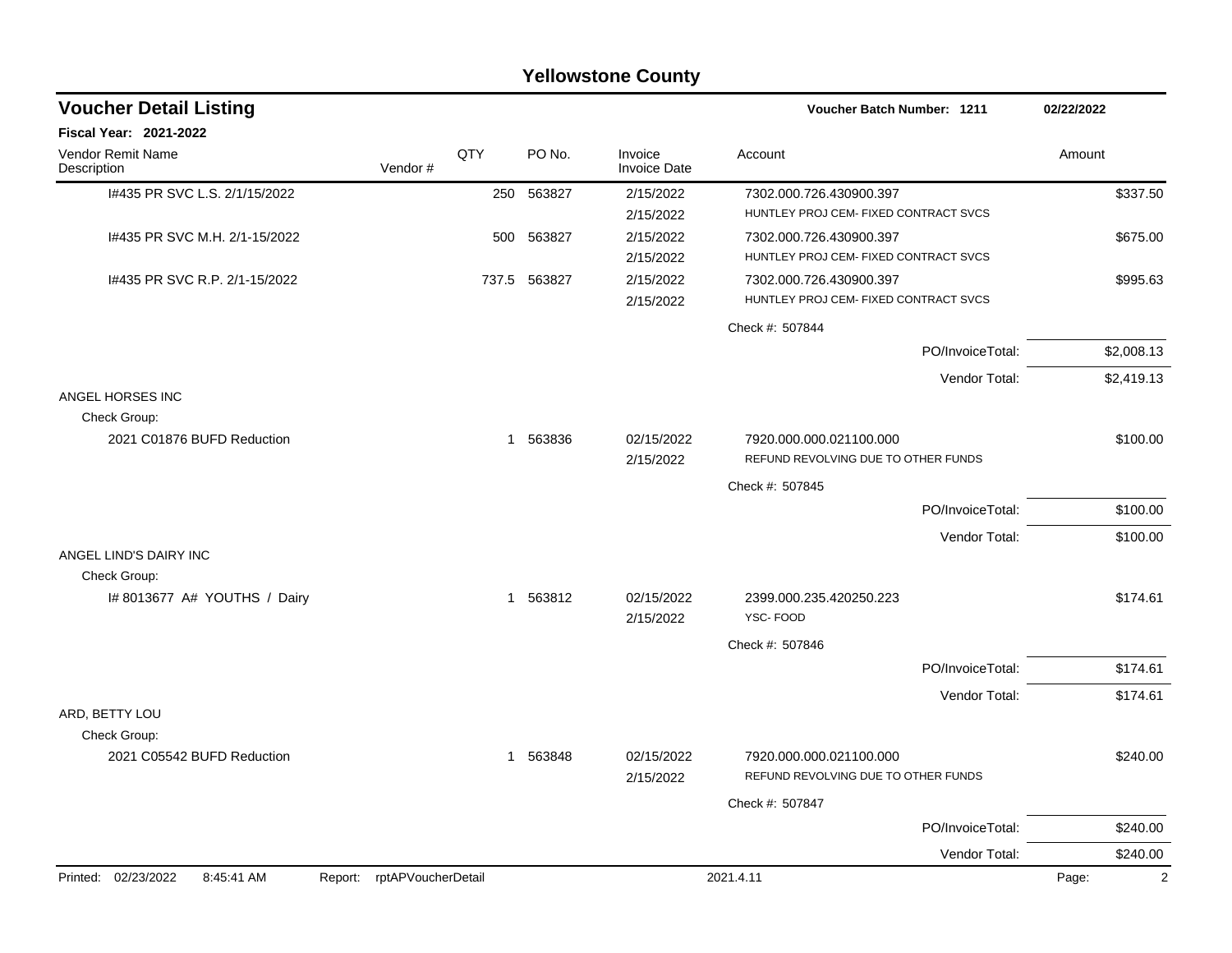# Yellowstone County

## Voucher Detail Listing

**Voucher Batch Number: 1211** — 02/22/2022

**Fiscal Year: 2021-2022**

| Vendor Remit Name / Description | Vendor # | QTY | PO No. | Invoice / Invoice Date | Account | Amount |
|---|---|---|---|---|---|---|
| I#435 PR SVC L.S. 2/1/15/2022 | | 250 | 563827 | 2/15/2022 / 2/15/2022 | 7302.000.726.430900.397 HUNTLEY PROJ CEM- FIXED CONTRACT SVCS | $337.50 |
| I#435 PR SVC M.H. 2/1-15/2022 | | 500 | 563827 | 2/15/2022 / 2/15/2022 | 7302.000.726.430900.397 HUNTLEY PROJ CEM- FIXED CONTRACT SVCS | $675.00 |
| I#435 PR SVC R.P. 2/1-15/2022 | | 737.5 | 563827 | 2/15/2022 / 2/15/2022 | 7302.000.726.430900.397 HUNTLEY PROJ CEM- FIXED CONTRACT SVCS | $995.63 |
| | | | | | Check #: 507844 | |
| | | | | | PO/InvoiceTotal: | $2,008.13 |
| | | | | | Vendor Total: | $2,419.13 |
| ANGEL HORSES INC | | | | | | |
| Check Group: | | | | | | |
| 2021 C01876 BUFD Reduction | | 1 | 563836 | 02/15/2022 / 2/15/2022 | 7920.000.000.021100.000 REFUND REVOLVING DUE TO OTHER FUNDS | $100.00 |
| | | | | | Check #: 507845 | |
| | | | | | PO/InvoiceTotal: | $100.00 |
| | | | | | Vendor Total: | $100.00 |
| ANGEL LIND'S DAIRY INC | | | | | | |
| Check Group: | | | | | | |
| I# 8013677 A# YOUTHS / Dairy | | 1 | 563812 | 02/15/2022 / 2/15/2022 | 2399.000.235.420250.223 YSC- FOOD | $174.61 |
| | | | | | Check #: 507846 | |
| | | | | | PO/InvoiceTotal: | $174.61 |
| | | | | | Vendor Total: | $174.61 |
| ARD, BETTY LOU | | | | | | |
| Check Group: | | | | | | |
| 2021 C05542 BUFD Reduction | | 1 | 563848 | 02/15/2022 / 2/15/2022 | 7920.000.000.021100.000 REFUND REVOLVING DUE TO OTHER FUNDS | $240.00 |
| | | | | | Check #: 507847 | |
| | | | | | PO/InvoiceTotal: | $240.00 |
| | | | | | Vendor Total: | $240.00 |

Printed: 02/23/2022 8:45:41 AM Report: rptAPVoucherDetail 2021.4.11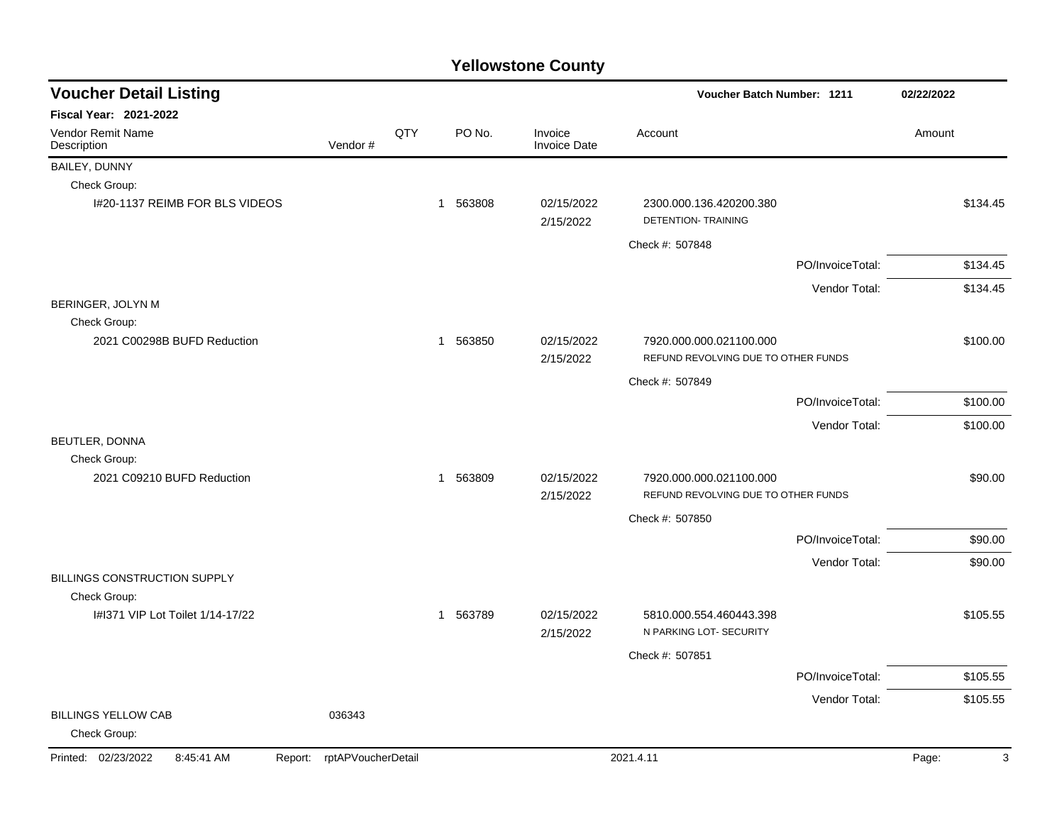# Yellowstone County

## Voucher Detail Listing

**Voucher Batch Number: 1211** 02/22/2022

**Fiscal Year: 2021-2022**

| Vendor Remit Name / Description | Vendor # | QTY | PO No. | Invoice / Invoice Date | Account | Amount |
|---|---|---|---|---|---|---|
| BAILEY, DUNNY | | | | | | |
| Check Group: | | | | | | |
| I#20-1137 REIMB FOR BLS VIDEOS | | 1 | 563808 | 02/15/2022 / 2/15/2022 | 2300.000.136.420200.380 DETENTION- TRAINING | $134.45 |
| | | | | | Check #: 507848 | |
| | | | | | PO/InvoiceTotal: | $134.45 |
| | | | | | Vendor Total: | $134.45 |
| BERINGER, JOLYN M | | | | | | |
| Check Group: | | | | | | |
| 2021 C00298B BUFD Reduction | | 1 | 563850 | 02/15/2022 / 2/15/2022 | 7920.000.000.021100.000 REFUND REVOLVING DUE TO OTHER FUNDS | $100.00 |
| | | | | | Check #: 507849 | |
| | | | | | PO/InvoiceTotal: | $100.00 |
| | | | | | Vendor Total: | $100.00 |
| BEUTLER, DONNA | | | | | | |
| Check Group: | | | | | | |
| 2021 C09210 BUFD Reduction | | 1 | 563809 | 02/15/2022 / 2/15/2022 | 7920.000.000.021100.000 REFUND REVOLVING DUE TO OTHER FUNDS | $90.00 |
| | | | | | Check #: 507850 | |
| | | | | | PO/InvoiceTotal: | $90.00 |
| | | | | | Vendor Total: | $90.00 |
| BILLINGS CONSTRUCTION SUPPLY | | | | | | |
| Check Group: | | | | | | |
| I#I371 VIP Lot Toilet 1/14-17/22 | | 1 | 563789 | 02/15/2022 / 2/15/2022 | 5810.000.554.460443.398 N PARKING LOT- SECURITY | $105.55 |
| | | | | | Check #: 507851 | |
| | | | | | PO/InvoiceTotal: | $105.55 |
| | | | | | Vendor Total: | $105.55 |
| BILLINGS YELLOW CAB | 036343 | | | | | |
| Check Group: | | | | | | |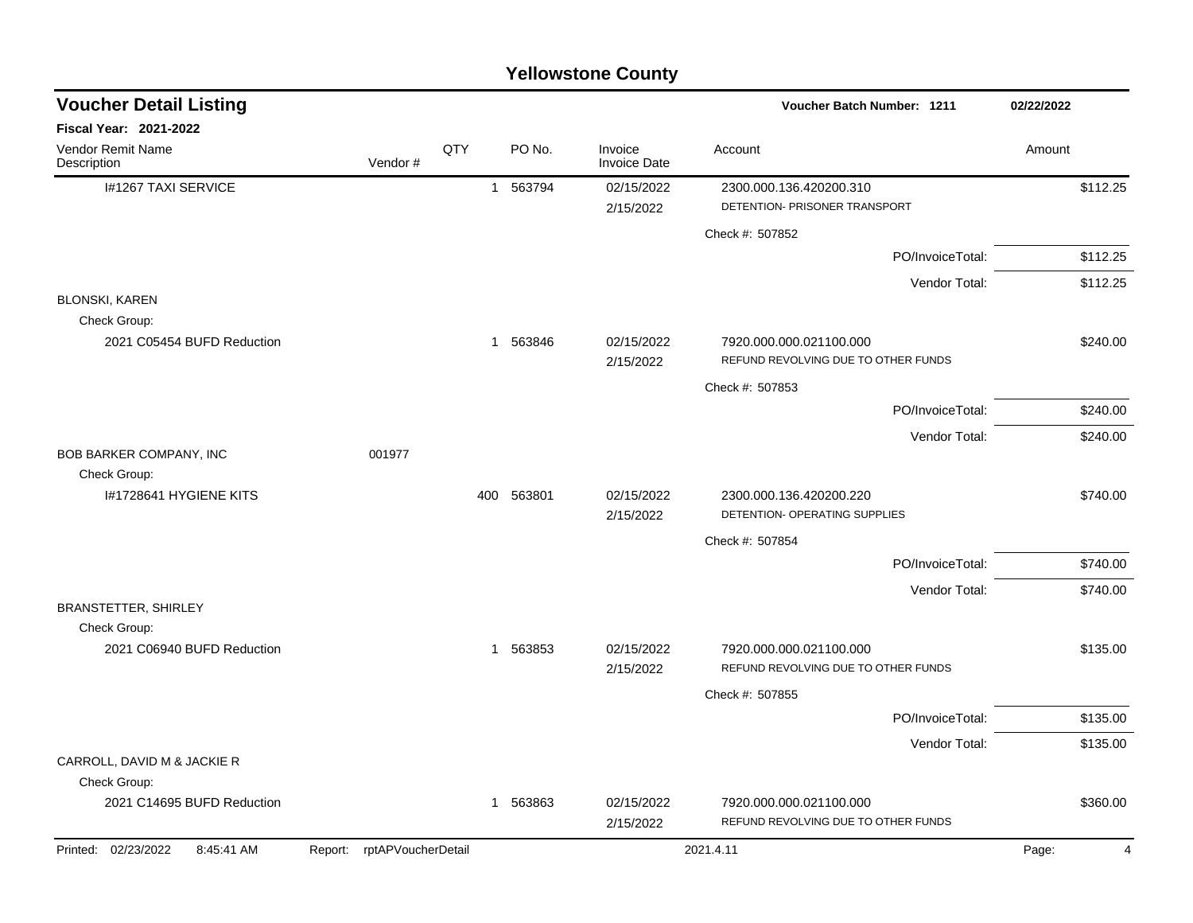# Yellowstone County

## Voucher Detail Listing

**Voucher Batch Number: 1211** 02/22/2022

**Fiscal Year: 2021-2022**

| Vendor Remit Name / Description | Vendor # | QTY | PO No. | Invoice / Invoice Date | Account | Amount |
|---|---|---|---|---|---|---|
| I#1267 TAXI SERVICE | | 1 | 563794 | 02/15/2022 / 2/15/2022 | 2300.000.136.420200.310 DETENTION- PRISONER TRANSPORT | $112.25 |
| | | | | | Check #: 507852 | |
| | | | | | PO/InvoiceTotal: | $112.25 |
| | | | | | Vendor Total: | $112.25 |
| BLONSKI, KAREN | | | | | | |
| Check Group: | | | | | | |
| 2021 C05454 BUFD Reduction | | 1 | 563846 | 02/15/2022 / 2/15/2022 | 7920.000.000.021100.000 REFUND REVOLVING DUE TO OTHER FUNDS | $240.00 |
| | | | | | Check #: 507853 | |
| | | | | | PO/InvoiceTotal: | $240.00 |
| | | | | | Vendor Total: | $240.00 |
| BOB BARKER COMPANY, INC | 001977 | | | | | |
| Check Group: | | | | | | |
| I#1728641 HYGIENE KITS | | 400 | 563801 | 02/15/2022 / 2/15/2022 | 2300.000.136.420200.220 DETENTION- OPERATING SUPPLIES | $740.00 |
| | | | | | Check #: 507854 | |
| | | | | | PO/InvoiceTotal: | $740.00 |
| | | | | | Vendor Total: | $740.00 |
| BRANSTETTER, SHIRLEY | | | | | | |
| Check Group: | | | | | | |
| 2021 C06940 BUFD Reduction | | 1 | 563853 | 02/15/2022 / 2/15/2022 | 7920.000.000.021100.000 REFUND REVOLVING DUE TO OTHER FUNDS | $135.00 |
| | | | | | Check #: 507855 | |
| | | | | | PO/InvoiceTotal: | $135.00 |
| | | | | | Vendor Total: | $135.00 |
| CARROLL, DAVID M & JACKIE R | | | | | | |
| Check Group: | | | | | | |
| 2021 C14695 BUFD Reduction | | 1 | 563863 | 02/15/2022 / 2/15/2022 | 7920.000.000.021100.000 REFUND REVOLVING DUE TO OTHER FUNDS | $360.00 |

Printed: 02/23/2022 8:45:41 AM Report: rptAPVoucherDetail 2021.4.11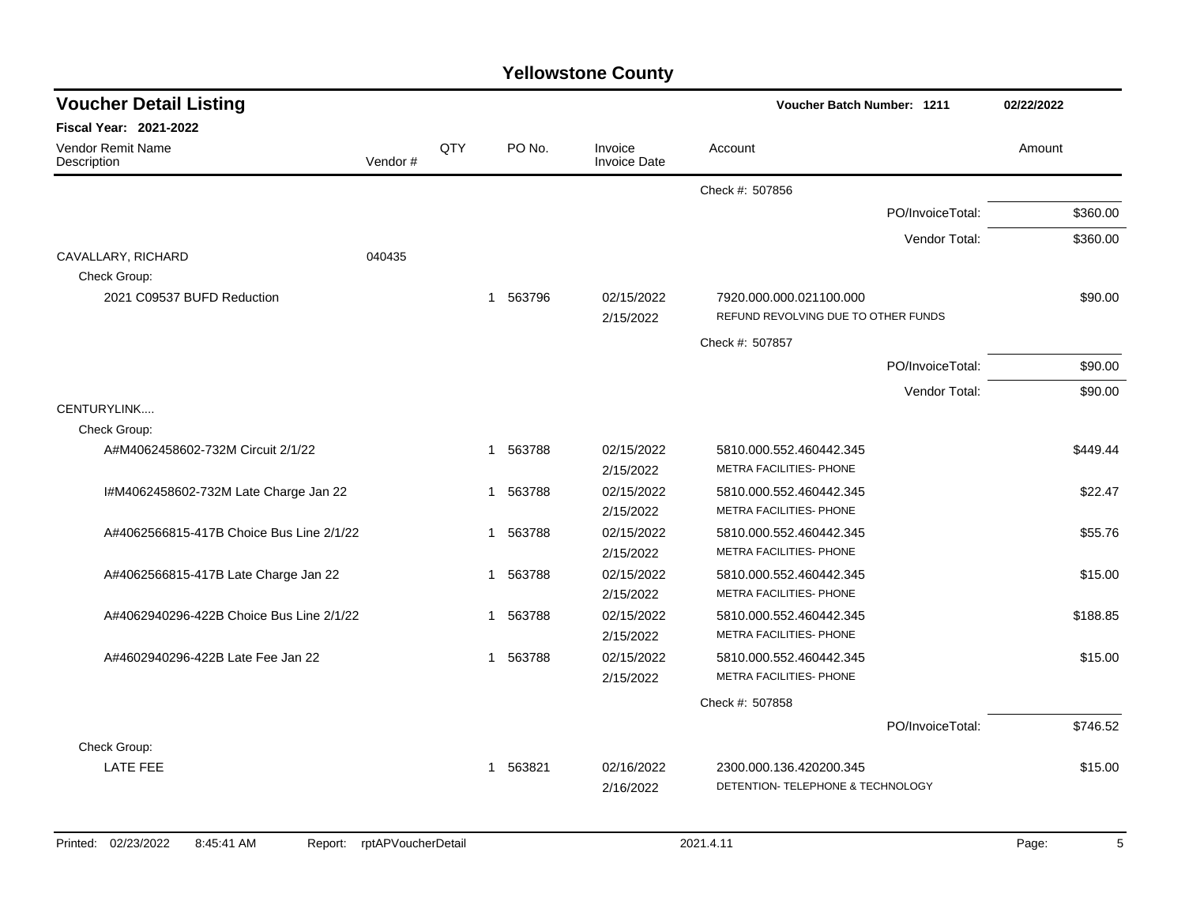# Yellowstone County

## Voucher Detail Listing

Voucher Batch Number: 1211 — 02/22/2022

**Fiscal Year: 2021-2022**

| Vendor Remit Name / Description | Vendor # | QTY | PO No. | Invoice / Invoice Date | Account | Amount |
|---|---|---|---|---|---|---|
| | | | | | Check #: 507856 | |
| | | | | | PO/InvoiceTotal: | $360.00 |
| | | | | | Vendor Total: | $360.00 |
| CAVALLARY, RICHARD | 040435 | | | | | |
| Check Group: | | | | | | |
| 2021 C09537 BUFD Reduction | | 1 | 563796 | 02/15/2022 / 2/15/2022 | 7920.000.000.021100.000 REFUND REVOLVING DUE TO OTHER FUNDS | $90.00 |
| | | | | | Check #: 507857 | |
| | | | | | PO/InvoiceTotal: | $90.00 |
| | | | | | Vendor Total: | $90.00 |
| CENTURYLINK.... | | | | | | |
| Check Group: | | | | | | |
| A#M4062458602-732M Circuit 2/1/22 | | 1 | 563788 | 02/15/2022 / 2/15/2022 | 5810.000.552.460442.345 METRA FACILITIES- PHONE | $449.44 |
| I#M4062458602-732M Late Charge Jan 22 | | 1 | 563788 | 02/15/2022 / 2/15/2022 | 5810.000.552.460442.345 METRA FACILITIES- PHONE | $22.47 |
| A#4062566815-417B Choice Bus Line 2/1/22 | | 1 | 563788 | 02/15/2022 / 2/15/2022 | 5810.000.552.460442.345 METRA FACILITIES- PHONE | $55.76 |
| A#4062566815-417B Late Charge Jan 22 | | 1 | 563788 | 02/15/2022 / 2/15/2022 | 5810.000.552.460442.345 METRA FACILITIES- PHONE | $15.00 |
| A#4062940296-422B Choice Bus Line 2/1/22 | | 1 | 563788 | 02/15/2022 / 2/15/2022 | 5810.000.552.460442.345 METRA FACILITIES- PHONE | $188.85 |
| A#4602940296-422B Late Fee Jan 22 | | 1 | 563788 | 02/15/2022 / 2/15/2022 | 5810.000.552.460442.345 METRA FACILITIES- PHONE | $15.00 |
| | | | | | Check #: 507858 | |
| | | | | | PO/InvoiceTotal: | $746.52 |
| Check Group: | | | | | | |
| LATE FEE | | 1 | 563821 | 02/16/2022 / 2/16/2022 | 2300.000.136.420200.345 DETENTION- TELEPHONE & TECHNOLOGY | $15.00 |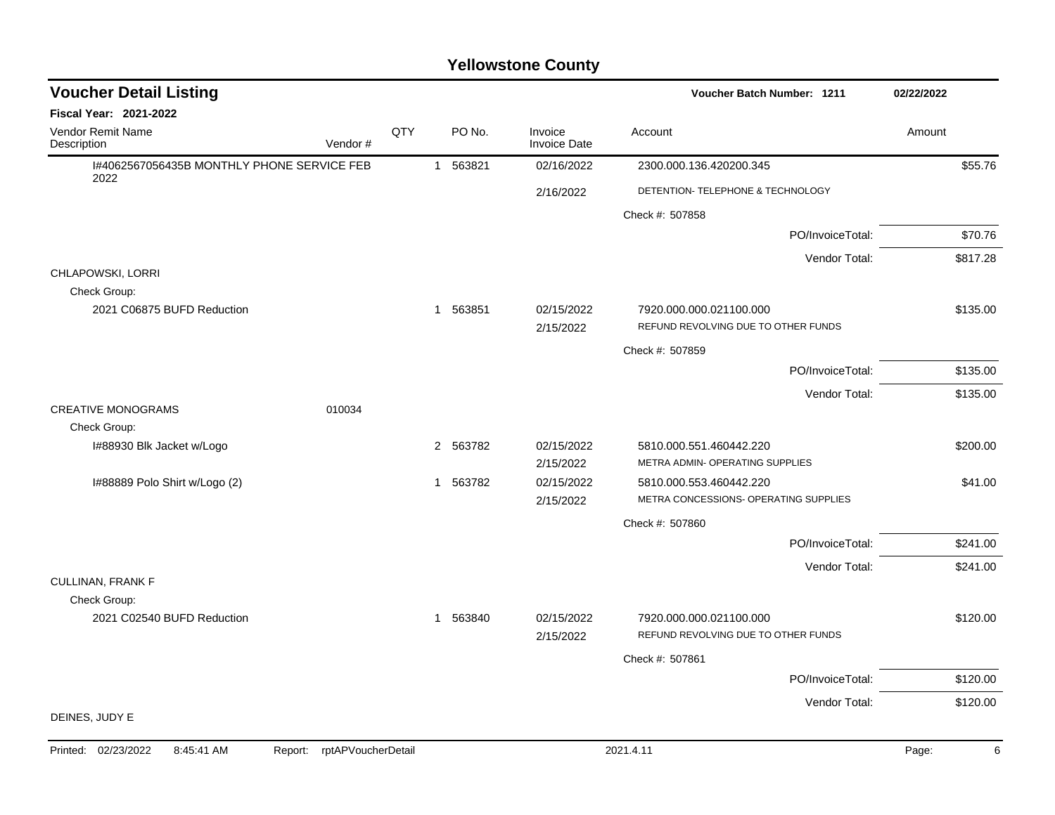# Yellowstone County

## Voucher Detail Listing

**Voucher Batch Number: 1211** 02/22/2022

**Fiscal Year: 2021-2022**

| Vendor Remit Name / Description | Vendor # | QTY | PO No. | Invoice / Invoice Date | Account | Amount |
|---|---|---|---|---|---|---|
| I#4062567056435B MONTHLY PHONE SERVICE FEB 2022 | | 1 | 563821 | 02/16/2022 | 2300.000.136.420200.345 | $55.76 |
| | | | | 2/16/2022 | DETENTION- TELEPHONE & TECHNOLOGY | |
| | | | | | Check #: 507858 | |
| | | | | | PO/InvoiceTotal: | $70.76 |
| | | | | | Vendor Total: | $817.28 |
| CHLAPOWSKI, LORRI | | | | | | |
| Check Group: | | | | | | |
| 2021 C06875 BUFD Reduction | | 1 | 563851 | 02/15/2022 | 7920.000.000.021100.000 | $135.00 |
| | | | | 2/15/2022 | REFUND REVOLVING DUE TO OTHER FUNDS | |
| | | | | | Check #: 507859 | |
| | | | | | PO/InvoiceTotal: | $135.00 |
| | | | | | Vendor Total: | $135.00 |
| CREATIVE MONOGRAMS | 010034 | | | | | |
| Check Group: | | | | | | |
| I#88930 Blk Jacket w/Logo | | 2 | 563782 | 02/15/2022 | 5810.000.551.460442.220 | $200.00 |
| | | | | 2/15/2022 | METRA ADMIN- OPERATING SUPPLIES | |
| I#88889 Polo Shirt w/Logo (2) | | 1 | 563782 | 02/15/2022 | 5810.000.553.460442.220 | $41.00 |
| | | | | 2/15/2022 | METRA CONCESSIONS- OPERATING SUPPLIES | |
| | | | | | Check #: 507860 | |
| | | | | | PO/InvoiceTotal: | $241.00 |
| | | | | | Vendor Total: | $241.00 |
| CULLINAN, FRANK F | | | | | | |
| Check Group: | | | | | | |
| 2021 C02540 BUFD Reduction | | 1 | 563840 | 02/15/2022 | 7920.000.000.021100.000 | $120.00 |
| | | | | 2/15/2022 | REFUND REVOLVING DUE TO OTHER FUNDS | |
| | | | | | Check #: 507861 | |
| | | | | | PO/InvoiceTotal: | $120.00 |
| | | | | | Vendor Total: | $120.00 |
| DEINES, JUDY E | | | | | | |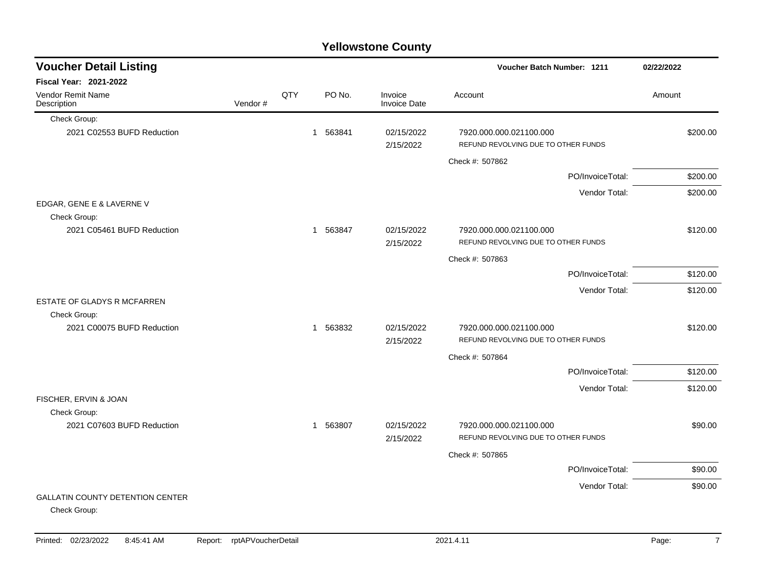# Yellowstone County

## Voucher Detail Listing

**Voucher Batch Number: 1211** 02/22/2022

**Fiscal Year: 2021-2022**

| Vendor Remit Name / Description | Vendor # | QTY | PO No. | Invoice / Invoice Date | Account | Amount |
|---|---|---|---|---|---|---|
| Check Group: | | | | | | |
| 2021 C02553 BUFD Reduction | | 1 | 563841 | 02/15/2022<br>2/15/2022 | 7920.000.000.021100.000<br>REFUND REVOLVING DUE TO OTHER FUNDS | $200.00 |
| | | | | | Check #: 507862 | |
| | | | | | PO/InvoiceTotal: | $200.00 |
| | | | | | Vendor Total: | $200.00 |
| EDGAR, GENE E & LAVERNE V | | | | | | |
| Check Group: | | | | | | |
| 2021 C05461 BUFD Reduction | | 1 | 563847 | 02/15/2022<br>2/15/2022 | 7920.000.000.021100.000<br>REFUND REVOLVING DUE TO OTHER FUNDS | $120.00 |
| | | | | | Check #: 507863 | |
| | | | | | PO/InvoiceTotal: | $120.00 |
| | | | | | Vendor Total: | $120.00 |
| ESTATE OF GLADYS R MCFARREN | | | | | | |
| Check Group: | | | | | | |
| 2021 C00075 BUFD Reduction | | 1 | 563832 | 02/15/2022<br>2/15/2022 | 7920.000.000.021100.000<br>REFUND REVOLVING DUE TO OTHER FUNDS | $120.00 |
| | | | | | Check #: 507864 | |
| | | | | | PO/InvoiceTotal: | $120.00 |
| | | | | | Vendor Total: | $120.00 |
| FISCHER, ERVIN & JOAN | | | | | | |
| Check Group: | | | | | | |
| 2021 C07603 BUFD Reduction | | 1 | 563807 | 02/15/2022<br>2/15/2022 | 7920.000.000.021100.000<br>REFUND REVOLVING DUE TO OTHER FUNDS | $90.00 |
| | | | | | Check #: 507865 | |
| | | | | | PO/InvoiceTotal: | $90.00 |
| | | | | | Vendor Total: | $90.00 |
| GALLATIN COUNTY DETENTION CENTER | | | | | | |
| Check Group: | | | | | | |

Printed: 02/23/2022 8:45:41 AM Report: rptAPVoucherDetail 2021.4.11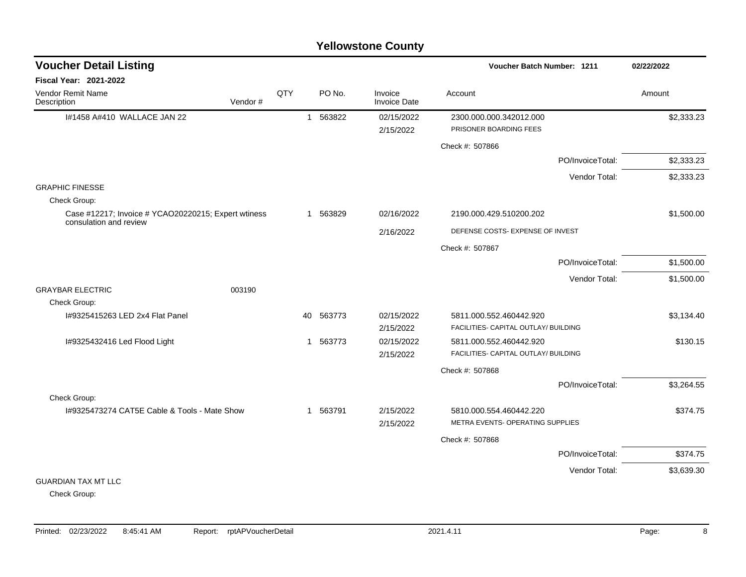# Yellowstone County

## Voucher Detail Listing

**Voucher Batch Number: 1211** 02/22/2022

**Fiscal Year: 2021-2022**

| Vendor Remit Name / Description | Vendor # | QTY | PO No. | Invoice / Invoice Date | Account | Amount |
|---|---|---|---|---|---|---|
| I#1458 A#410 WALLACE JAN 22 | | 1 | 563822 | 02/15/2022 / 2/15/2022 | 2300.000.000.342012.000 PRISONER BOARDING FEES | $2,333.23 |
| | | | | | Check #: 507866 | |
| | | | | | PO/InvoiceTotal: | $2,333.23 |
| | | | | | Vendor Total: | $2,333.23 |
| GRAPHIC FINESSE | | | | | | |
| Check Group: | | | | | | |
| Case #12217; Invoice # YCAO20220215; Expert wtiness consulation and review | | 1 | 563829 | 02/16/2022 / 2/16/2022 | 2190.000.429.510200.202 DEFENSE COSTS- EXPENSE OF INVEST | $1,500.00 |
| | | | | | Check #: 507867 | |
| | | | | | PO/InvoiceTotal: | $1,500.00 |
| | | | | | Vendor Total: | $1,500.00 |
| GRAYBAR ELECTRIC | 003190 | | | | | |
| Check Group: | | | | | | |
| I#9325415263 LED 2x4 Flat Panel | | 40 | 563773 | 02/15/2022 / 2/15/2022 | 5811.000.552.460442.920 FACILITIES- CAPITAL OUTLAY/ BUILDING | $3,134.40 |
| I#9325432416 Led Flood Light | | 1 | 563773 | 02/15/2022 / 2/15/2022 | 5811.000.552.460442.920 FACILITIES- CAPITAL OUTLAY/ BUILDING | $130.15 |
| | | | | | Check #: 507868 | |
| | | | | | PO/InvoiceTotal: | $3,264.55 |
| Check Group: | | | | | | |
| I#9325473274 CAT5E Cable & Tools - Mate Show | | 1 | 563791 | 2/15/2022 / 2/15/2022 | 5810.000.554.460442.220 METRA EVENTS- OPERATING SUPPLIES | $374.75 |
| | | | | | Check #: 507868 | |
| | | | | | PO/InvoiceTotal: | $374.75 |
| | | | | | Vendor Total: | $3,639.30 |
| GUARDIAN TAX MT LLC | | | | | | |
| Check Group: | | | | | | |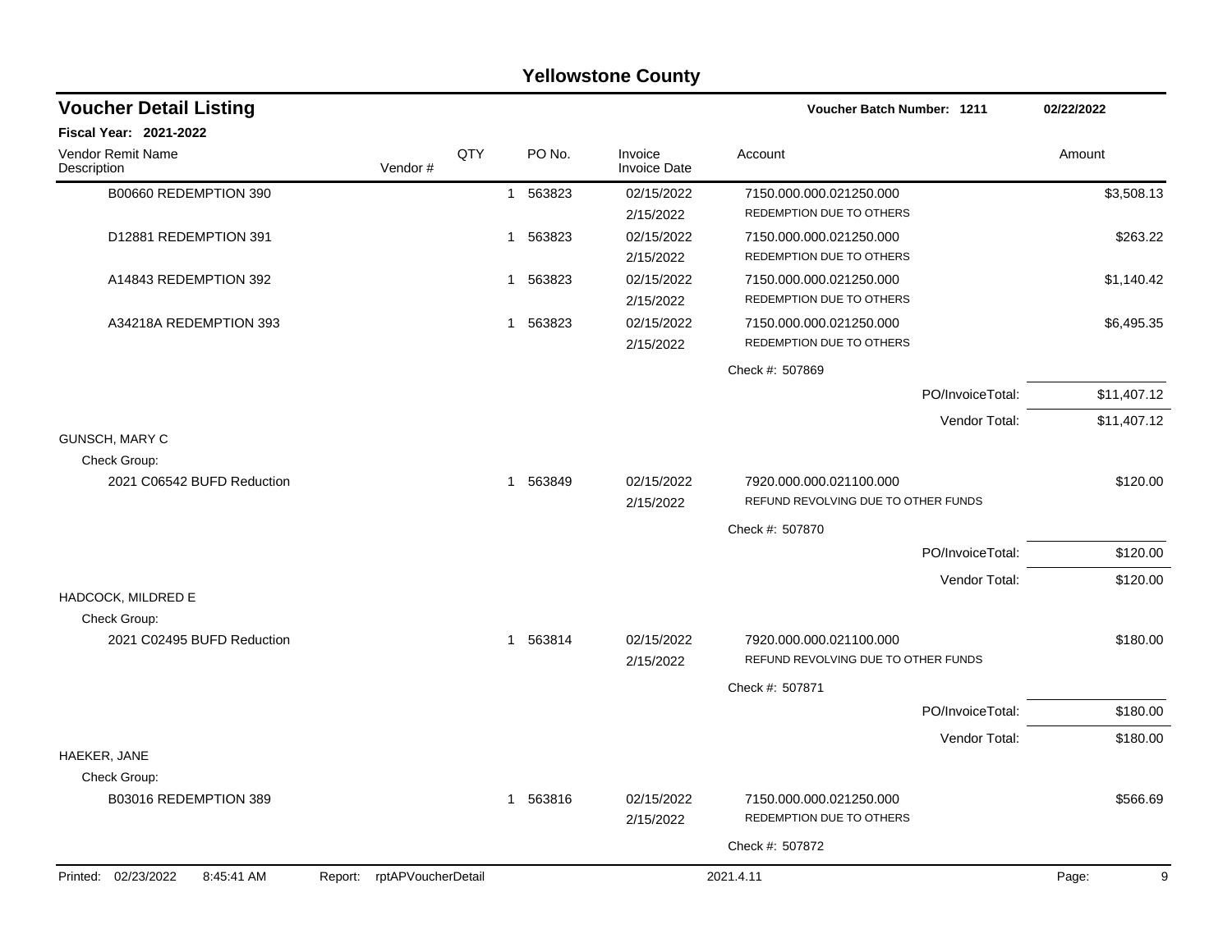# Yellowstone County

## Voucher Detail Listing

**Voucher Batch Number: 1211** — 02/22/2022

**Fiscal Year: 2021-2022**

| Vendor Remit Name / Description | Vendor # | QTY | PO No. | Invoice / Invoice Date | Account | Amount |
|---|---|---|---|---|---|---|
| B00660 REDEMPTION 390 | | 1 | 563823 | 02/15/2022<br>2/15/2022 | 7150.000.000.021250.000<br>REDEMPTION DUE TO OTHERS | $3,508.13 |
| D12881 REDEMPTION 391 | | 1 | 563823 | 02/15/2022<br>2/15/2022 | 7150.000.000.021250.000<br>REDEMPTION DUE TO OTHERS | $263.22 |
| A14843 REDEMPTION 392 | | 1 | 563823 | 02/15/2022<br>2/15/2022 | 7150.000.000.021250.000<br>REDEMPTION DUE TO OTHERS | $1,140.42 |
| A34218A REDEMPTION 393 | | 1 | 563823 | 02/15/2022<br>2/15/2022 | 7150.000.000.021250.000<br>REDEMPTION DUE TO OTHERS | $6,495.35 |
| | | | | | Check #: 507869 | |
| | | | | | PO/InvoiceTotal: | $11,407.12 |
| | | | | | Vendor Total: | $11,407.12 |
| GUNSCH, MARY C | | | | | | |
| Check Group: | | | | | | |
| 2021 C06542 BUFD Reduction | | 1 | 563849 | 02/15/2022<br>2/15/2022 | 7920.000.000.021100.000<br>REFUND REVOLVING DUE TO OTHER FUNDS | $120.00 |
| | | | | | Check #: 507870 | |
| | | | | | PO/InvoiceTotal: | $120.00 |
| | | | | | Vendor Total: | $120.00 |
| HADCOCK, MILDRED E | | | | | | |
| Check Group: | | | | | | |
| 2021 C02495 BUFD Reduction | | 1 | 563814 | 02/15/2022<br>2/15/2022 | 7920.000.000.021100.000<br>REFUND REVOLVING DUE TO OTHER FUNDS | $180.00 |
| | | | | | Check #: 507871 | |
| | | | | | PO/InvoiceTotal: | $180.00 |
| | | | | | Vendor Total: | $180.00 |
| HAEKER, JANE | | | | | | |
| Check Group: | | | | | | |
| B03016 REDEMPTION 389 | | 1 | 563816 | 02/15/2022<br>2/15/2022 | 7150.000.000.021250.000<br>REDEMPTION DUE TO OTHERS | $566.69 |
| | | | | | Check #: 507872 | |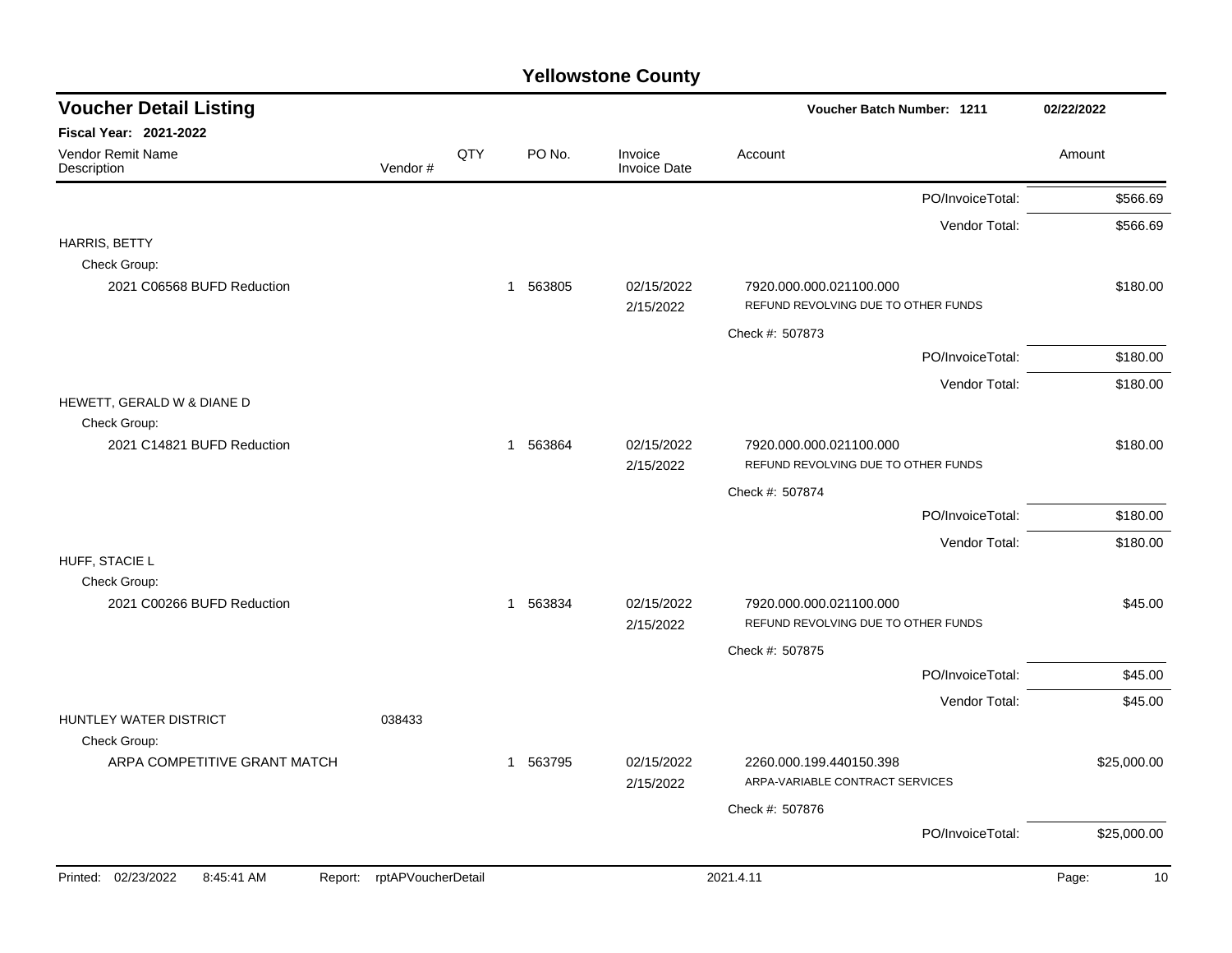# Yellowstone County

## Voucher Detail Listing

**Voucher Batch Number: 1211** — 02/22/2022

**Fiscal Year: 2021-2022**

| Vendor Remit Name / Description | Vendor # | QTY | PO No. | Invoice / Invoice Date | Account | Amount |
|---|---|---|---|---|---|---|
| | | | | | PO/InvoiceTotal: | $566.69 |
| | | | | | Vendor Total: | $566.69 |
| HARRIS, BETTY | | | | | | |
| Check Group: | | | | | | |
| 2021 C06568 BUFD Reduction | | 1 | 563805 | 02/15/2022 2/15/2022 | 7920.000.000.021100.000 REFUND REVOLVING DUE TO OTHER FUNDS | $180.00 |
| | | | | | Check #: 507873 | |
| | | | | | PO/InvoiceTotal: | $180.00 |
| | | | | | Vendor Total: | $180.00 |
| HEWETT, GERALD W & DIANE D | | | | | | |
| Check Group: | | | | | | |
| 2021 C14821 BUFD Reduction | | 1 | 563864 | 02/15/2022 2/15/2022 | 7920.000.000.021100.000 REFUND REVOLVING DUE TO OTHER FUNDS | $180.00 |
| | | | | | Check #: 507874 | |
| | | | | | PO/InvoiceTotal: | $180.00 |
| | | | | | Vendor Total: | $180.00 |
| HUFF, STACIE L | | | | | | |
| Check Group: | | | | | | |
| 2021 C00266 BUFD Reduction | | 1 | 563834 | 02/15/2022 2/15/2022 | 7920.000.000.021100.000 REFUND REVOLVING DUE TO OTHER FUNDS | $45.00 |
| | | | | | Check #: 507875 | |
| | | | | | PO/InvoiceTotal: | $45.00 |
| | | | | | Vendor Total: | $45.00 |
| HUNTLEY WATER DISTRICT | 038433 | | | | | |
| Check Group: | | | | | | |
| ARPA COMPETITIVE GRANT MATCH | | 1 | 563795 | 02/15/2022 2/15/2022 | 2260.000.199.440150.398 ARPA-VARIABLE CONTRACT SERVICES | $25,000.00 |
| | | | | | Check #: 507876 | |
| | | | | | PO/InvoiceTotal: | $25,000.00 |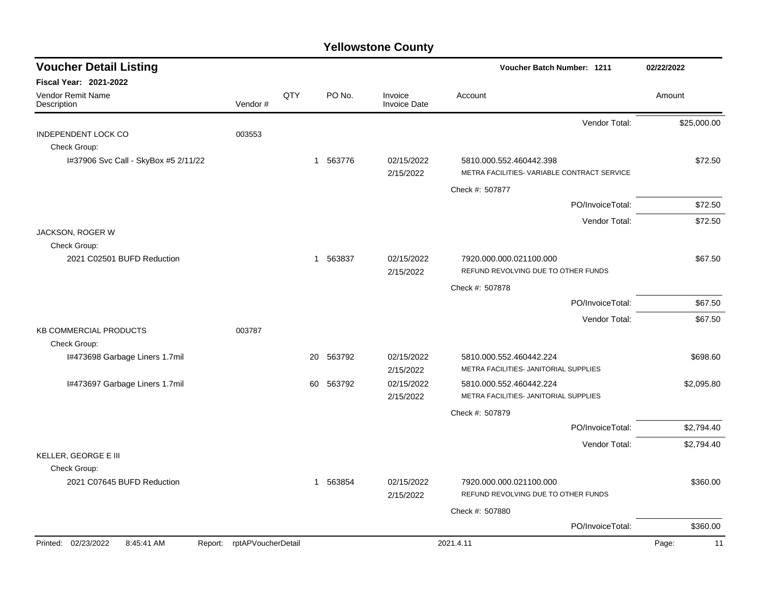# Yellowstone County

## Voucher Detail Listing

**Voucher Batch Number: 1211** 02/22/2022

**Fiscal Year: 2021-2022**

| Vendor Remit Name / Description | Vendor # | QTY | PO No. | Invoice / Invoice Date | Account | Amount |
|---|---|---|---|---|---|---|
| | | | | | Vendor Total: | $25,000.00 |
| INDEPENDENT LOCK CO | 003553 | | | | | |
| Check Group: | | | | | | |
| I#37906 Svc Call - SkyBox #5 2/11/22 | | 1 | 563776 | 02/15/2022 / 2/15/2022 | 5810.000.552.460442.398 METRA FACILITIES- VARIABLE CONTRACT SERVICE | $72.50 |
| | | | | | Check #: 507877 | |
| | | | | | PO/InvoiceTotal: | $72.50 |
| | | | | | Vendor Total: | $72.50 |
| JACKSON, ROGER W | | | | | | |
| Check Group: | | | | | | |
| 2021 C02501 BUFD Reduction | | 1 | 563837 | 02/15/2022 / 2/15/2022 | 7920.000.000.021100.000 REFUND REVOLVING DUE TO OTHER FUNDS | $67.50 |
| | | | | | Check #: 507878 | |
| | | | | | PO/InvoiceTotal: | $67.50 |
| | | | | | Vendor Total: | $67.50 |
| KB COMMERCIAL PRODUCTS | 003787 | | | | | |
| Check Group: | | | | | | |
| I#473698 Garbage Liners 1.7mil | | 20 | 563792 | 02/15/2022 / 2/15/2022 | 5810.000.552.460442.224 METRA FACILITIES- JANITORIAL SUPPLIES | $698.60 |
| I#473697 Garbage Liners 1.7mil | | 60 | 563792 | 02/15/2022 / 2/15/2022 | 5810.000.552.460442.224 METRA FACILITIES- JANITORIAL SUPPLIES | $2,095.80 |
| | | | | | Check #: 507879 | |
| | | | | | PO/InvoiceTotal: | $2,794.40 |
| | | | | | Vendor Total: | $2,794.40 |
| KELLER, GEORGE E III | | | | | | |
| Check Group: | | | | | | |
| 2021 C07645 BUFD Reduction | | 1 | 563854 | 02/15/2022 / 2/15/2022 | 7920.000.000.021100.000 REFUND REVOLVING DUE TO OTHER FUNDS | $360.00 |
| | | | | | Check #: 507880 | |
| | | | | | PO/InvoiceTotal: | $360.00 |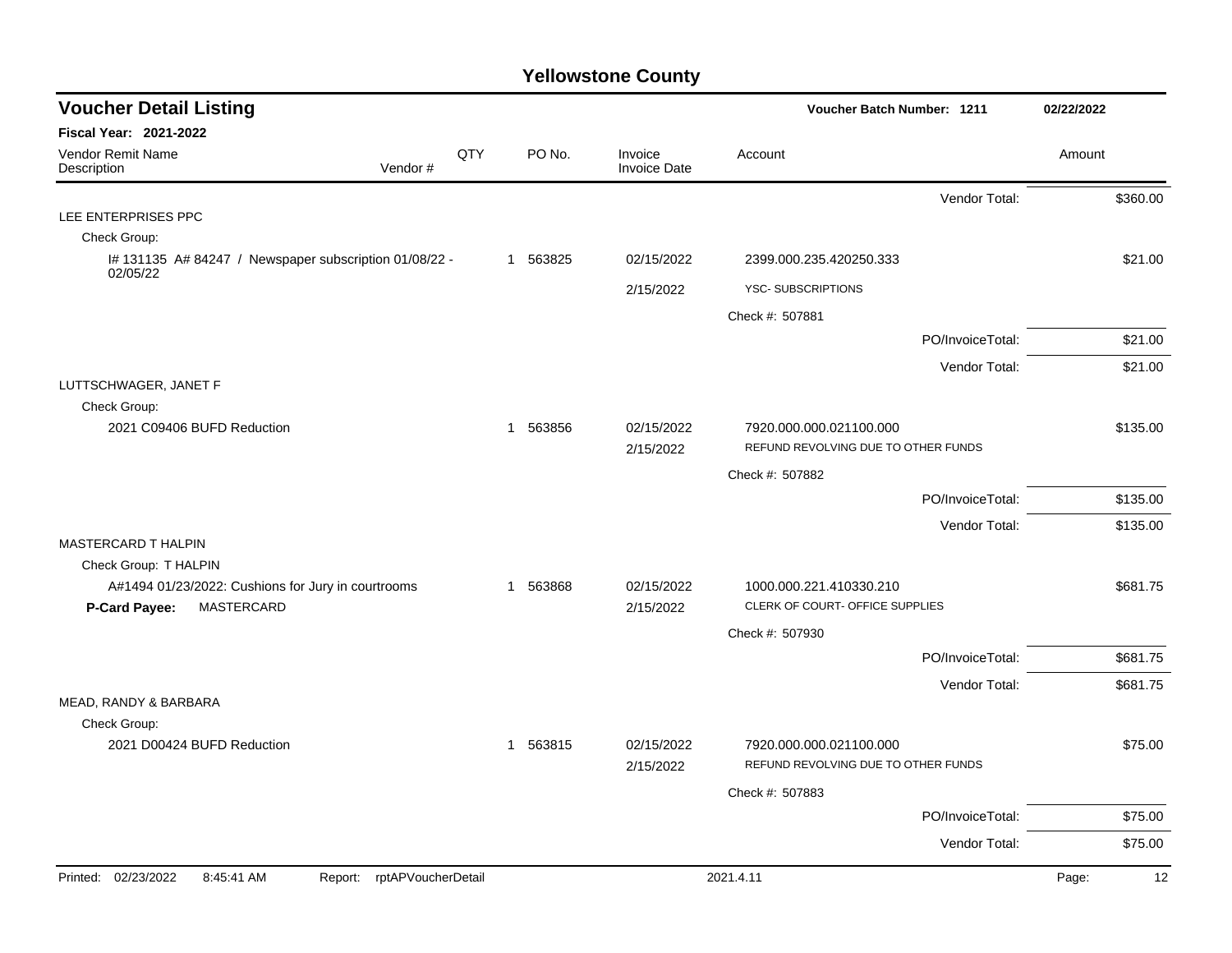# Yellowstone County

## Voucher Detail Listing

**Voucher Batch Number: 1211** — 02/22/2022

**Fiscal Year: 2021-2022**

| Vendor Remit Name / Description | Vendor # | QTY | PO No. | Invoice / Invoice Date | Account | Amount |
|---|---|---|---|---|---|---|
| | | | | | Vendor Total: | $360.00 |
| LEE ENTERPRISES PPC | | | | | | |
| Check Group: | | | | | | |
| I# 131135 A# 84247 / Newspaper subscription 01/08/22 - 02/05/22 | | 1 | 563825 | 02/15/2022 | 2399.000.235.420250.333 | $21.00 |
| | | | | 2/15/2022 | YSC- SUBSCRIPTIONS | |
| | | | | | Check #: 507881 | |
| | | | | | PO/InvoiceTotal: | $21.00 |
| | | | | | Vendor Total: | $21.00 |
| LUTTSCHWAGER, JANET F | | | | | | |
| Check Group: | | | | | | |
| 2021 C09406 BUFD Reduction | | 1 | 563856 | 02/15/2022 | 7920.000.000.021100.000 | $135.00 |
| | | | | 2/15/2022 | REFUND REVOLVING DUE TO OTHER FUNDS | |
| | | | | | Check #: 507882 | |
| | | | | | PO/InvoiceTotal: | $135.00 |
| | | | | | Vendor Total: | $135.00 |
| MASTERCARD T HALPIN | | | | | | |
| Check Group: T HALPIN | | | | | | |
| A#1494 01/23/2022: Cushions for Jury in courtrooms | | 1 | 563868 | 02/15/2022 | 1000.000.221.410330.210 | $681.75 |
| **P-Card Payee:** MASTERCARD | | | | 2/15/2022 | CLERK OF COURT- OFFICE SUPPLIES | |
| | | | | | Check #: 507930 | |
| | | | | | PO/InvoiceTotal: | $681.75 |
| | | | | | Vendor Total: | $681.75 |
| MEAD, RANDY & BARBARA | | | | | | |
| Check Group: | | | | | | |
| 2021 D00424 BUFD Reduction | | 1 | 563815 | 02/15/2022 | 7920.000.000.021100.000 | $75.00 |
| | | | | 2/15/2022 | REFUND REVOLVING DUE TO OTHER FUNDS | |
| | | | | | Check #: 507883 | |
| | | | | | PO/InvoiceTotal: | $75.00 |
| | | | | | Vendor Total: | $75.00 |

Printed: 02/23/2022 8:45:41 AM Report: rptAPVoucherDetail 2021.4.11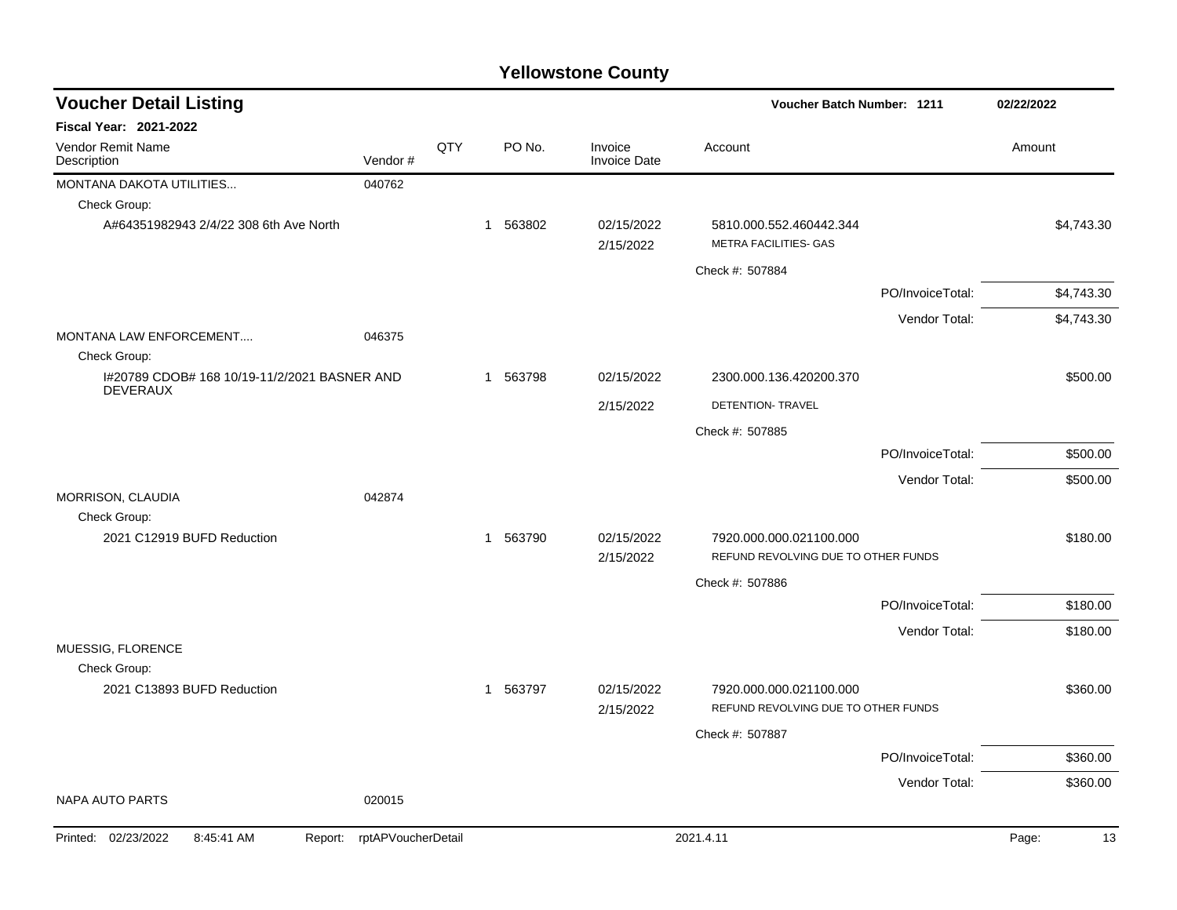# Yellowstone County

## Voucher Detail Listing

**Voucher Batch Number: 1211** — 02/22/2022

**Fiscal Year: 2021-2022**

| Vendor Remit Name / Description | Vendor # | QTY | PO No. | Invoice / Invoice Date | Account | Amount |
|---|---|---|---|---|---|---|
| MONTANA DAKOTA UTILITIES... | 040762 | | | | | |
| Check Group: | | | | | | |
| A#64351982943 2/4/22 308 6th Ave North | | 1 | 563802 | 02/15/2022 | 5810.000.552.460442.344 | $4,743.30 |
| | | | | 2/15/2022 | METRA FACILITIES- GAS | |
| | | | | | Check #: 507884 | |
| | | | | | PO/InvoiceTotal: | $4,743.30 |
| | | | | | Vendor Total: | $4,743.30 |
| MONTANA LAW ENFORCEMENT.... | 046375 | | | | | |
| Check Group: | | | | | | |
| I#20789 CDOB# 168 10/19-11/2/2021 BASNER AND DEVERAUX | | 1 | 563798 | 02/15/2022 | 2300.000.136.420200.370 | $500.00 |
| | | | | 2/15/2022 | DETENTION- TRAVEL | |
| | | | | | Check #: 507885 | |
| | | | | | PO/InvoiceTotal: | $500.00 |
| | | | | | Vendor Total: | $500.00 |
| MORRISON, CLAUDIA | 042874 | | | | | |
| Check Group: | | | | | | |
| 2021 C12919 BUFD Reduction | | 1 | 563790 | 02/15/2022 | 7920.000.000.021100.000 | $180.00 |
| | | | | 2/15/2022 | REFUND REVOLVING DUE TO OTHER FUNDS | |
| | | | | | Check #: 507886 | |
| | | | | | PO/InvoiceTotal: | $180.00 |
| | | | | | Vendor Total: | $180.00 |
| MUESSIG, FLORENCE | | | | | | |
| Check Group: | | | | | | |
| 2021 C13893 BUFD Reduction | | 1 | 563797 | 02/15/2022 | 7920.000.000.021100.000 | $360.00 |
| | | | | 2/15/2022 | REFUND REVOLVING DUE TO OTHER FUNDS | |
| | | | | | Check #: 507887 | |
| | | | | | PO/InvoiceTotal: | $360.00 |
| | | | | | Vendor Total: | $360.00 |
| NAPA AUTO PARTS | 020015 | | | | | |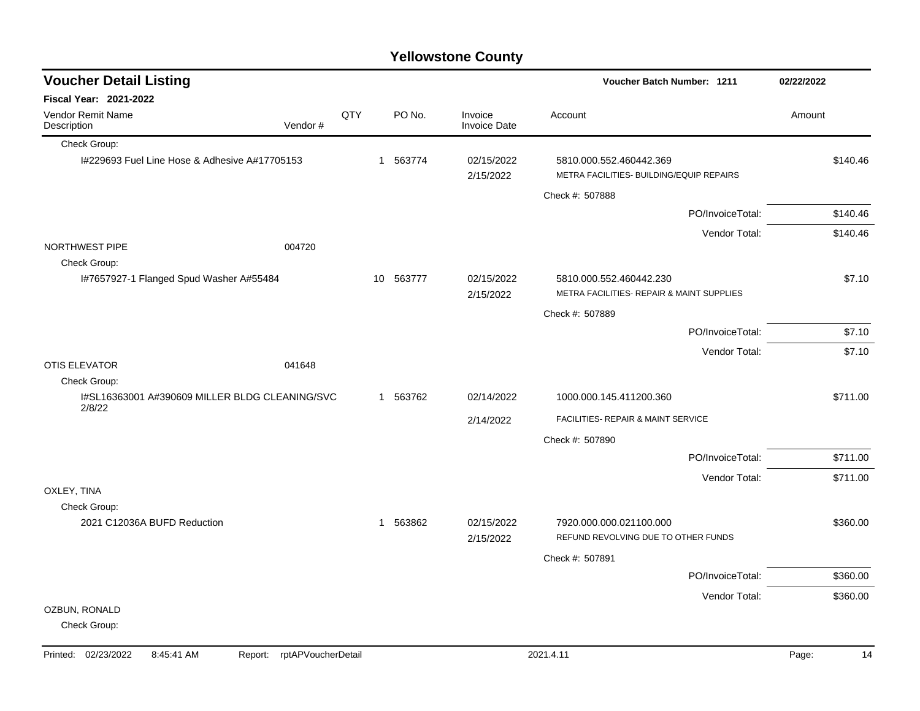# Yellowstone County

## Voucher Detail Listing

**Voucher Batch Number: 1211** 02/22/2022

**Fiscal Year: 2021-2022**

| Vendor Remit Name / Description | Vendor # | QTY | PO No. | Invoice / Invoice Date | Account | Amount |
|---|---|---|---|---|---|---|
| Check Group: | | | | | | |
| I#229693 Fuel Line Hose & Adhesive A#17705153 | | 1 | 563774 | 02/15/2022 / 2/15/2022 | 5810.000.552.460442.369 METRA FACILITIES- BUILDING/EQUIP REPAIRS | $140.46 |
| | | | | | Check #: 507888 | |
| | | | | | PO/InvoiceTotal: | $140.46 |
| | | | | | Vendor Total: | $140.46 |
| NORTHWEST PIPE | 004720 | | | | | |
| Check Group: | | | | | | |
| I#7657927-1 Flanged Spud Washer A#55484 | | 10 | 563777 | 02/15/2022 / 2/15/2022 | 5810.000.552.460442.230 METRA FACILITIES- REPAIR & MAINT SUPPLIES | $7.10 |
| | | | | | Check #: 507889 | |
| | | | | | PO/InvoiceTotal: | $7.10 |
| | | | | | Vendor Total: | $7.10 |
| OTIS ELEVATOR | 041648 | | | | | |
| Check Group: | | | | | | |
| I#SL16363001 A#390609 MILLER BLDG CLEANING/SVC 2/8/22 | | 1 | 563762 | 02/14/2022 / 2/14/2022 | 1000.000.145.411200.360 FACILITIES- REPAIR & MAINT SERVICE | $711.00 |
| | | | | | Check #: 507890 | |
| | | | | | PO/InvoiceTotal: | $711.00 |
| | | | | | Vendor Total: | $711.00 |
| OXLEY, TINA | | | | | | |
| Check Group: | | | | | | |
| 2021 C12036A BUFD Reduction | | 1 | 563862 | 02/15/2022 / 2/15/2022 | 7920.000.000.021100.000 REFUND REVOLVING DUE TO OTHER FUNDS | $360.00 |
| | | | | | Check #: 507891 | |
| | | | | | PO/InvoiceTotal: | $360.00 |
| | | | | | Vendor Total: | $360.00 |
| OZBUN, RONALD | | | | | | |
| Check Group: | | | | | | |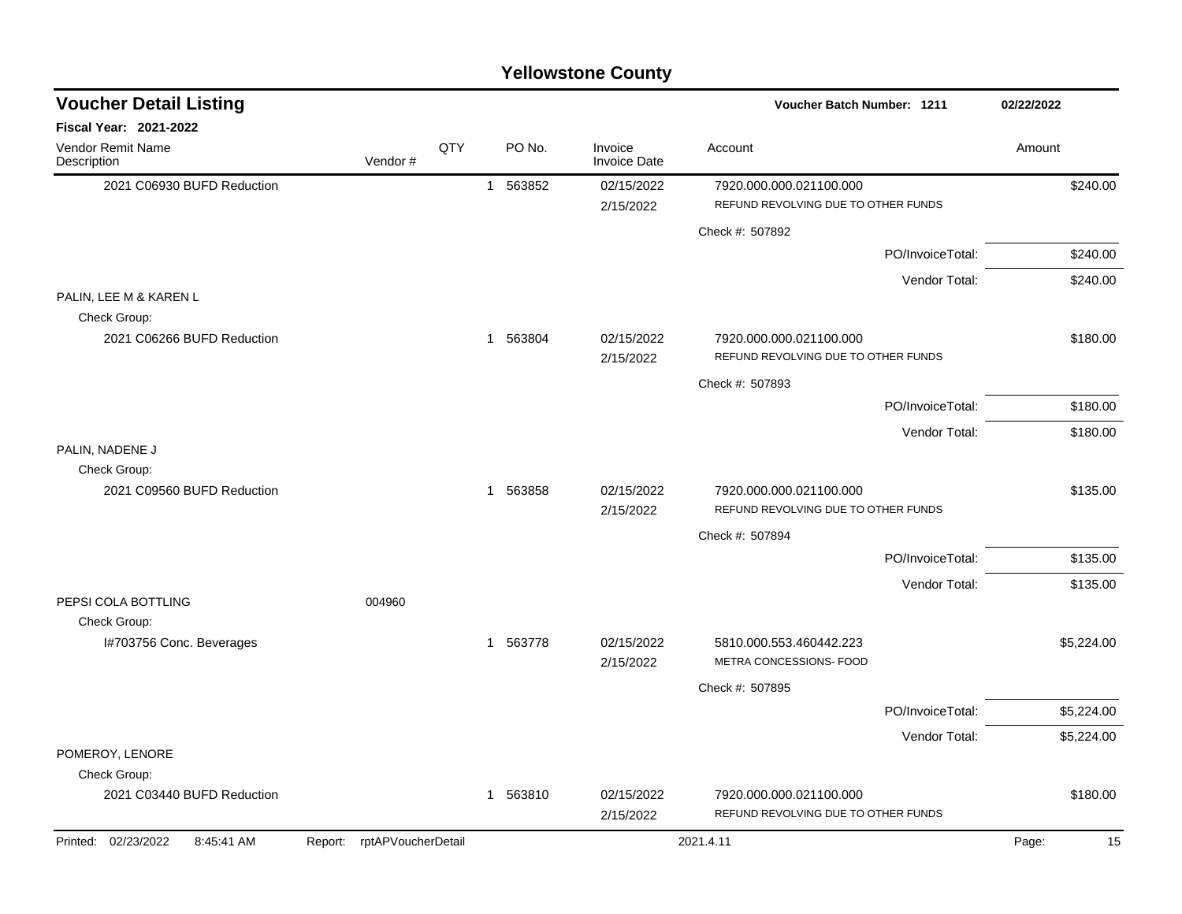## Yellowstone County

### Voucher Detail Listing

**Voucher Batch Number: 1211** — 02/22/2022

**Fiscal Year: 2021-2022**

| Vendor Remit Name / Description | Vendor # | QTY | PO No. | Invoice / Invoice Date | Account | Amount |
|---|---|---|---|---|---|---|
| 2021 C06930 BUFD Reduction | | 1 | 563852 | 02/15/2022<br>2/15/2022 | 7920.000.000.021100.000<br>REFUND REVOLVING DUE TO OTHER FUNDS | $240.00 |
| | | | | | Check #: 507892 | |
| | | | | | PO/InvoiceTotal: | $240.00 |
| | | | | | Vendor Total: | $240.00 |
| PALIN, LEE M & KAREN L | | | | | | |
| Check Group: | | | | | | |
| 2021 C06266 BUFD Reduction | | 1 | 563804 | 02/15/2022<br>2/15/2022 | 7920.000.000.021100.000<br>REFUND REVOLVING DUE TO OTHER FUNDS | $180.00 |
| | | | | | Check #: 507893 | |
| | | | | | PO/InvoiceTotal: | $180.00 |
| | | | | | Vendor Total: | $180.00 |
| PALIN, NADENE J | | | | | | |
| Check Group: | | | | | | |
| 2021 C09560 BUFD Reduction | | 1 | 563858 | 02/15/2022<br>2/15/2022 | 7920.000.000.021100.000<br>REFUND REVOLVING DUE TO OTHER FUNDS | $135.00 |
| | | | | | Check #: 507894 | |
| | | | | | PO/InvoiceTotal: | $135.00 |
| | | | | | Vendor Total: | $135.00 |
| PEPSI COLA BOTTLING | 004960 | | | | | |
| Check Group: | | | | | | |
| I#703756 Conc. Beverages | | 1 | 563778 | 02/15/2022<br>2/15/2022 | 5810.000.553.460442.223<br>METRA CONCESSIONS- FOOD | $5,224.00 |
| | | | | | Check #: 507895 | |
| | | | | | PO/InvoiceTotal: | $5,224.00 |
| | | | | | Vendor Total: | $5,224.00 |
| POMEROY, LENORE | | | | | | |
| Check Group: | | | | | | |
| 2021 C03440 BUFD Reduction | | 1 | 563810 | 02/15/2022<br>2/15/2022 | 7920.000.000.021100.000<br>REFUND REVOLVING DUE TO OTHER FUNDS | $180.00 |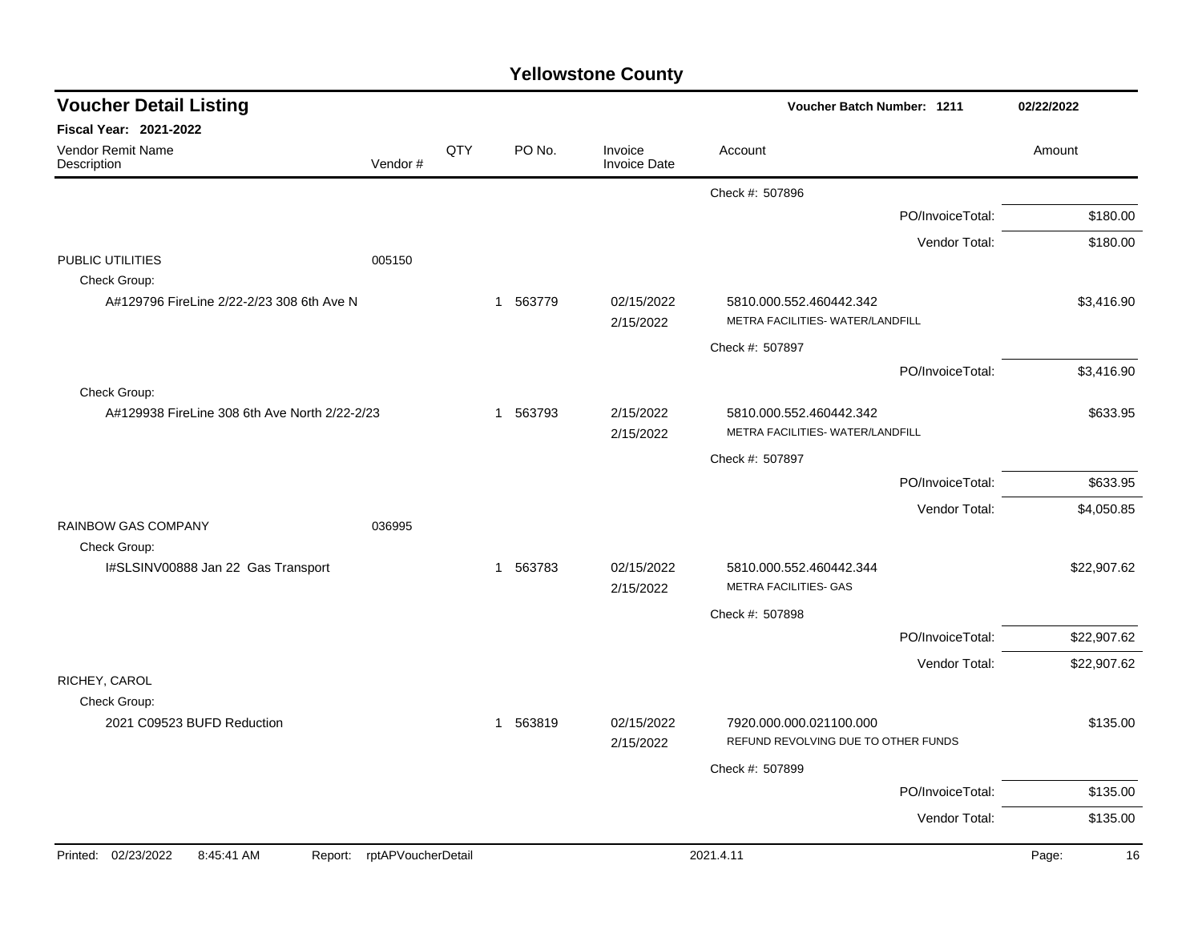# Yellowstone County

## Voucher Detail Listing

**Voucher Batch Number: 1211** — 02/22/2022

**Fiscal Year: 2021-2022**

| Vendor Remit Name / Description | Vendor # | QTY | PO No. | Invoice / Invoice Date | Account | Amount |
|---|---|---|---|---|---|---|
| | | | | | Check #: 507896 | |
| | | | | | PO/InvoiceTotal: | $180.00 |
| | | | | | Vendor Total: | $180.00 |
| PUBLIC UTILITIES | 005150 | | | | | |
| Check Group: | | | | | | |
| A#129796 FireLine 2/22-2/23 308 6th Ave N | | 1 | 563779 | 02/15/2022 / 2/15/2022 | 5810.000.552.460442.342 METRA FACILITIES- WATER/LANDFILL | $3,416.90 |
| | | | | | Check #: 507897 | |
| | | | | | PO/InvoiceTotal: | $3,416.90 |
| Check Group: | | | | | | |
| A#129938 FireLine 308 6th Ave North 2/22-2/23 | | 1 | 563793 | 2/15/2022 / 2/15/2022 | 5810.000.552.460442.342 METRA FACILITIES- WATER/LANDFILL | $633.95 |
| | | | | | Check #: 507897 | |
| | | | | | PO/InvoiceTotal: | $633.95 |
| | | | | | Vendor Total: | $4,050.85 |
| RAINBOW GAS COMPANY | 036995 | | | | | |
| Check Group: | | | | | | |
| I#SLSINV00888 Jan 22 Gas Transport | | 1 | 563783 | 02/15/2022 / 2/15/2022 | 5810.000.552.460442.344 METRA FACILITIES- GAS | $22,907.62 |
| | | | | | Check #: 507898 | |
| | | | | | PO/InvoiceTotal: | $22,907.62 |
| | | | | | Vendor Total: | $22,907.62 |
| RICHEY, CAROL | | | | | | |
| Check Group: | | | | | | |
| 2021 C09523 BUFD Reduction | | 1 | 563819 | 02/15/2022 / 2/15/2022 | 7920.000.000.021100.000 REFUND REVOLVING DUE TO OTHER FUNDS | $135.00 |
| | | | | | Check #: 507899 | |
| | | | | | PO/InvoiceTotal: | $135.00 |
| | | | | | Vendor Total: | $135.00 |

Printed: 02/23/2022 8:45:41 AM Report: rptAPVoucherDetail 2021.4.11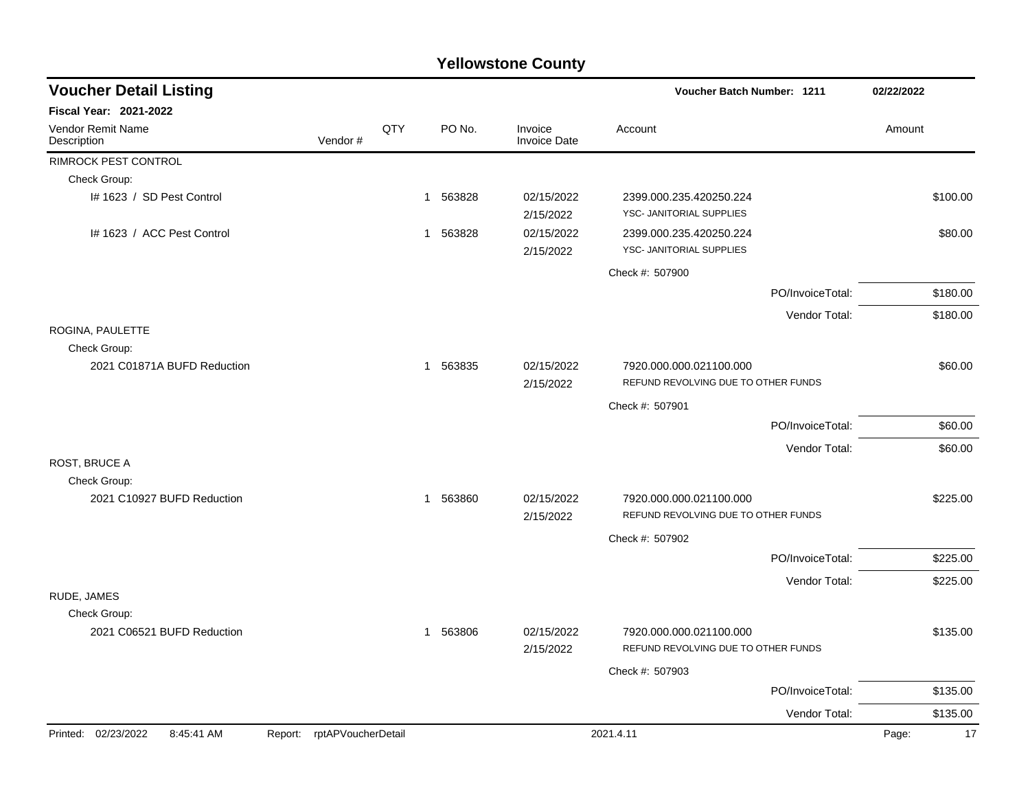# Yellowstone County

## Voucher Detail Listing

**Voucher Batch Number: 1211** — 02/22/2022

**Fiscal Year: 2021-2022**

| Vendor Remit Name / Description | Vendor # | QTY | PO No. | Invoice / Invoice Date | Account | Amount |
|---|---|---|---|---|---|---|
| RIMROCK PEST CONTROL | | | | | | |
| Check Group: | | | | | | |
| I# 1623 / SD Pest Control | | 1 | 563828 | 02/15/2022 / 2/15/2022 | 2399.000.235.420250.224 YSC- JANITORIAL SUPPLIES | $100.00 |
| I# 1623 / ACC Pest Control | | 1 | 563828 | 02/15/2022 / 2/15/2022 | 2399.000.235.420250.224 YSC- JANITORIAL SUPPLIES | $80.00 |
| | | | | | Check #: 507900 | |
| | | | | | PO/InvoiceTotal: | $180.00 |
| | | | | | Vendor Total: | $180.00 |
| ROGINA, PAULETTE | | | | | | |
| Check Group: | | | | | | |
| 2021 C01871A BUFD Reduction | | 1 | 563835 | 02/15/2022 / 2/15/2022 | 7920.000.000.021100.000 REFUND REVOLVING DUE TO OTHER FUNDS | $60.00 |
| | | | | | Check #: 507901 | |
| | | | | | PO/InvoiceTotal: | $60.00 |
| | | | | | Vendor Total: | $60.00 |
| ROST, BRUCE A | | | | | | |
| Check Group: | | | | | | |
| 2021 C10927 BUFD Reduction | | 1 | 563860 | 02/15/2022 / 2/15/2022 | 7920.000.000.021100.000 REFUND REVOLVING DUE TO OTHER FUNDS | $225.00 |
| | | | | | Check #: 507902 | |
| | | | | | PO/InvoiceTotal: | $225.00 |
| | | | | | Vendor Total: | $225.00 |
| RUDE, JAMES | | | | | | |
| Check Group: | | | | | | |
| 2021 C06521 BUFD Reduction | | 1 | 563806 | 02/15/2022 / 2/15/2022 | 7920.000.000.021100.000 REFUND REVOLVING DUE TO OTHER FUNDS | $135.00 |
| | | | | | Check #: 507903 | |
| | | | | | PO/InvoiceTotal: | $135.00 |
| | | | | | Vendor Total: | $135.00 |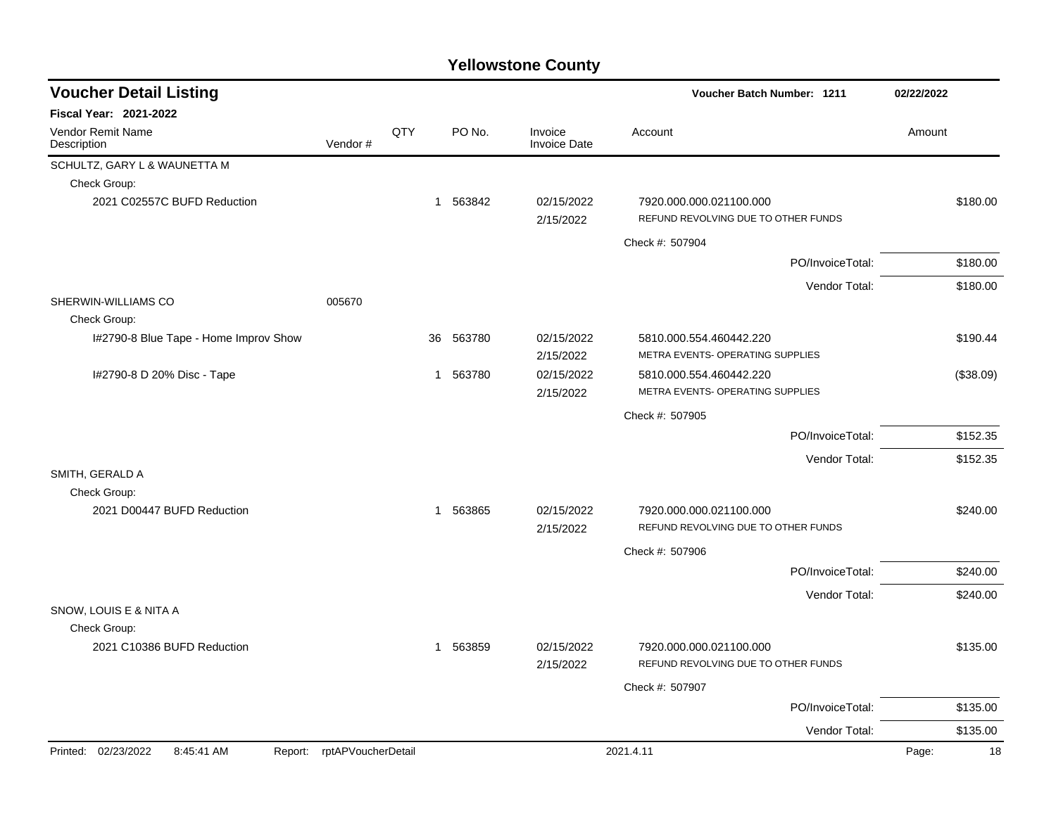# Yellowstone County

## Voucher Detail Listing

**Voucher Batch Number: 1211** — 02/22/2022

**Fiscal Year: 2021-2022**

| Vendor Remit Name / Description | Vendor # | QTY | PO No. | Invoice / Invoice Date | Account | Amount |
|---|---|---|---|---|---|---|
| SCHULTZ, GARY L & WAUNETTA M | | | | | | |
| Check Group: | | | | | | |
| 2021 C02557C BUFD Reduction | | 1 | 563842 | 02/15/2022 2/15/2022 | 7920.000.000.021100.000 REFUND REVOLVING DUE TO OTHER FUNDS | $180.00 |
| | | | | | Check #: 507904 | |
| | | | | | PO/InvoiceTotal: | $180.00 |
| | | | | | Vendor Total: | $180.00 |
| SHERWIN-WILLIAMS CO | 005670 | | | | | |
| Check Group: | | | | | | |
| I#2790-8 Blue Tape - Home Improv Show | | 36 | 563780 | 02/15/2022 2/15/2022 | 5810.000.554.460442.220 METRA EVENTS- OPERATING SUPPLIES | $190.44 |
| I#2790-8 D 20% Disc - Tape | | 1 | 563780 | 02/15/2022 2/15/2022 | 5810.000.554.460442.220 METRA EVENTS- OPERATING SUPPLIES | ($38.09) |
| | | | | | Check #: 507905 | |
| | | | | | PO/InvoiceTotal: | $152.35 |
| | | | | | Vendor Total: | $152.35 |
| SMITH, GERALD A | | | | | | |
| Check Group: | | | | | | |
| 2021 D00447 BUFD Reduction | | 1 | 563865 | 02/15/2022 2/15/2022 | 7920.000.000.021100.000 REFUND REVOLVING DUE TO OTHER FUNDS | $240.00 |
| | | | | | Check #: 507906 | |
| | | | | | PO/InvoiceTotal: | $240.00 |
| | | | | | Vendor Total: | $240.00 |
| SNOW, LOUIS E & NITA A | | | | | | |
| Check Group: | | | | | | |
| 2021 C10386 BUFD Reduction | | 1 | 563859 | 02/15/2022 2/15/2022 | 7920.000.000.021100.000 REFUND REVOLVING DUE TO OTHER FUNDS | $135.00 |
| | | | | | Check #: 507907 | |
| | | | | | PO/InvoiceTotal: | $135.00 |
| | | | | | Vendor Total: | $135.00 |

Printed: 02/23/2022 8:45:41 AM Report: rptAPVoucherDetail 2021.4.11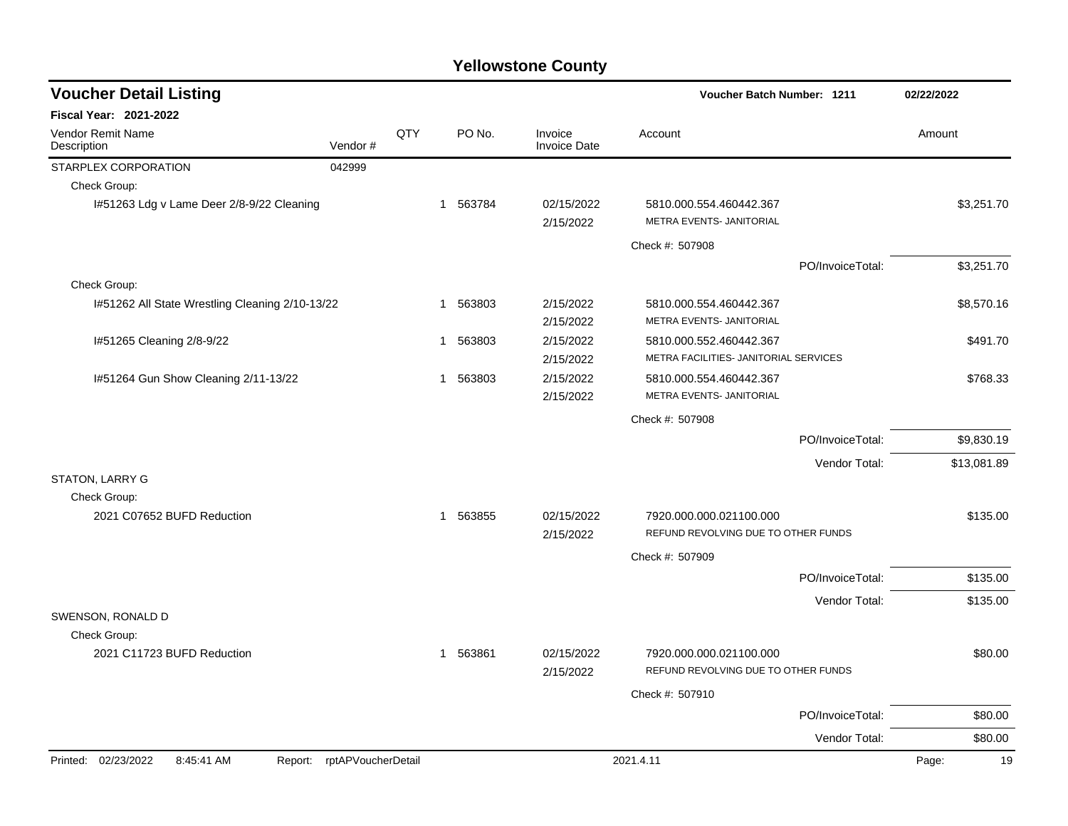# Yellowstone County

## Voucher Detail Listing

**Voucher Batch Number: 1211** 02/22/2022

**Fiscal Year: 2021-2022**

| Vendor Remit Name / Description | Vendor # | QTY | PO No. | Invoice / Invoice Date | Account | Amount |
|---|---|---|---|---|---|---|
| STARPLEX CORPORATION | 042999 | | | | | |
| Check Group: | | | | | | |
| I#51263 Ldg v Lame Deer 2/8-9/22 Cleaning | | 1 | 563784 | 02/15/2022 / 2/15/2022 | 5810.000.554.460442.367 METRA EVENTS- JANITORIAL | $3,251.70 |
| | | | | | Check #: 507908 | |
| | | | | | PO/InvoiceTotal: | $3,251.70 |
| Check Group: | | | | | | |
| I#51262 All State Wrestling Cleaning 2/10-13/22 | | 1 | 563803 | 2/15/2022 / 2/15/2022 | 5810.000.554.460442.367 METRA EVENTS- JANITORIAL | $8,570.16 |
| I#51265 Cleaning 2/8-9/22 | | 1 | 563803 | 2/15/2022 / 2/15/2022 | 5810.000.552.460442.367 METRA FACILITIES- JANITORIAL SERVICES | $491.70 |
| I#51264 Gun Show Cleaning 2/11-13/22 | | 1 | 563803 | 2/15/2022 / 2/15/2022 | 5810.000.554.460442.367 METRA EVENTS- JANITORIAL | $768.33 |
| | | | | | Check #: 507908 | |
| | | | | | PO/InvoiceTotal: | $9,830.19 |
| | | | | | Vendor Total: | $13,081.89 |
| STATON, LARRY G | | | | | | |
| Check Group: | | | | | | |
| 2021 C07652 BUFD Reduction | | 1 | 563855 | 02/15/2022 / 2/15/2022 | 7920.000.000.021100.000 REFUND REVOLVING DUE TO OTHER FUNDS | $135.00 |
| | | | | | Check #: 507909 | |
| | | | | | PO/InvoiceTotal: | $135.00 |
| | | | | | Vendor Total: | $135.00 |
| SWENSON, RONALD D | | | | | | |
| Check Group: | | | | | | |
| 2021 C11723 BUFD Reduction | | 1 | 563861 | 02/15/2022 / 2/15/2022 | 7920.000.000.021100.000 REFUND REVOLVING DUE TO OTHER FUNDS | $80.00 |
| | | | | | Check #: 507910 | |
| | | | | | PO/InvoiceTotal: | $80.00 |
| | | | | | Vendor Total: | $80.00 |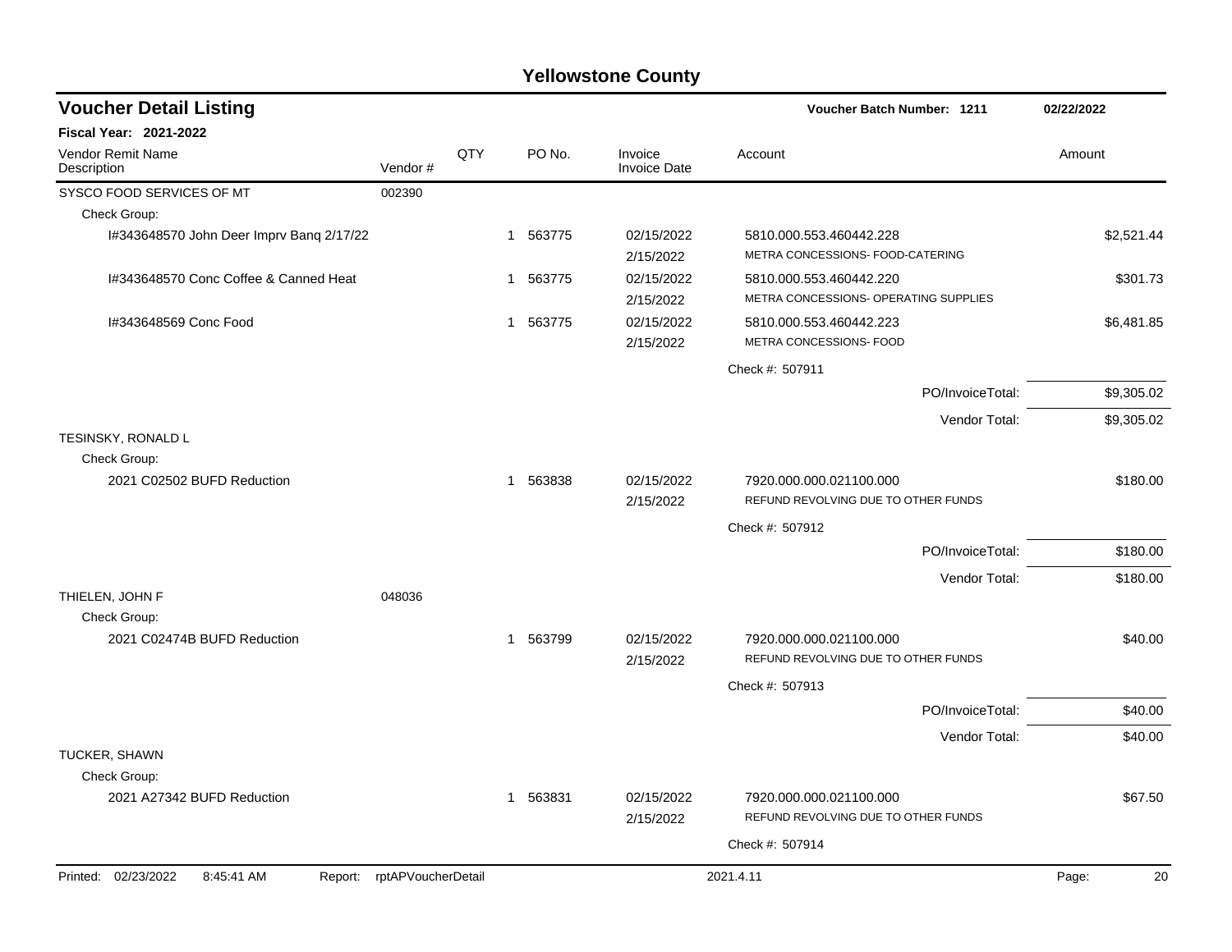# Yellowstone County

## Voucher Detail Listing

**Voucher Batch Number: 1211** 02/22/2022

**Fiscal Year: 2021-2022**

| Vendor Remit Name / Description | Vendor # | QTY | PO No. | Invoice / Invoice Date | Account | Amount |
|---|---|---|---|---|---|---|
| SYSCO FOOD SERVICES OF MT | 002390 | | | | | |
| Check Group: | | | | | | |
| I#343648570 John Deer Imprv Banq 2/17/22 | | 1 | 563775 | 02/15/2022<br>2/15/2022 | 5810.000.553.460442.228<br>METRA CONCESSIONS- FOOD-CATERING | $2,521.44 |
| I#343648570 Conc Coffee & Canned Heat | | 1 | 563775 | 02/15/2022<br>2/15/2022 | 5810.000.553.460442.220<br>METRA CONCESSIONS- OPERATING SUPPLIES | $301.73 |
| I#343648569 Conc Food | | 1 | 563775 | 02/15/2022<br>2/15/2022 | 5810.000.553.460442.223<br>METRA CONCESSIONS- FOOD | $6,481.85 |
| | | | | | Check #: 507911 | |
| | | | | | PO/InvoiceTotal: | $9,305.02 |
| | | | | | Vendor Total: | $9,305.02 |
| TESINSKY, RONALD L | | | | | | |
| Check Group: | | | | | | |
| 2021 C02502 BUFD Reduction | | 1 | 563838 | 02/15/2022<br>2/15/2022 | 7920.000.000.021100.000<br>REFUND REVOLVING DUE TO OTHER FUNDS | $180.00 |
| | | | | | Check #: 507912 | |
| | | | | | PO/InvoiceTotal: | $180.00 |
| | | | | | Vendor Total: | $180.00 |
| THIELEN, JOHN F | 048036 | | | | | |
| Check Group: | | | | | | |
| 2021 C02474B BUFD Reduction | | 1 | 563799 | 02/15/2022<br>2/15/2022 | 7920.000.000.021100.000<br>REFUND REVOLVING DUE TO OTHER FUNDS | $40.00 |
| | | | | | Check #: 507913 | |
| | | | | | PO/InvoiceTotal: | $40.00 |
| | | | | | Vendor Total: | $40.00 |
| TUCKER, SHAWN | | | | | | |
| Check Group: | | | | | | |
| 2021 A27342 BUFD Reduction | | 1 | 563831 | 02/15/2022<br>2/15/2022 | 7920.000.000.021100.000<br>REFUND REVOLVING DUE TO OTHER FUNDS | $67.50 |
| | | | | | Check #: 507914 | |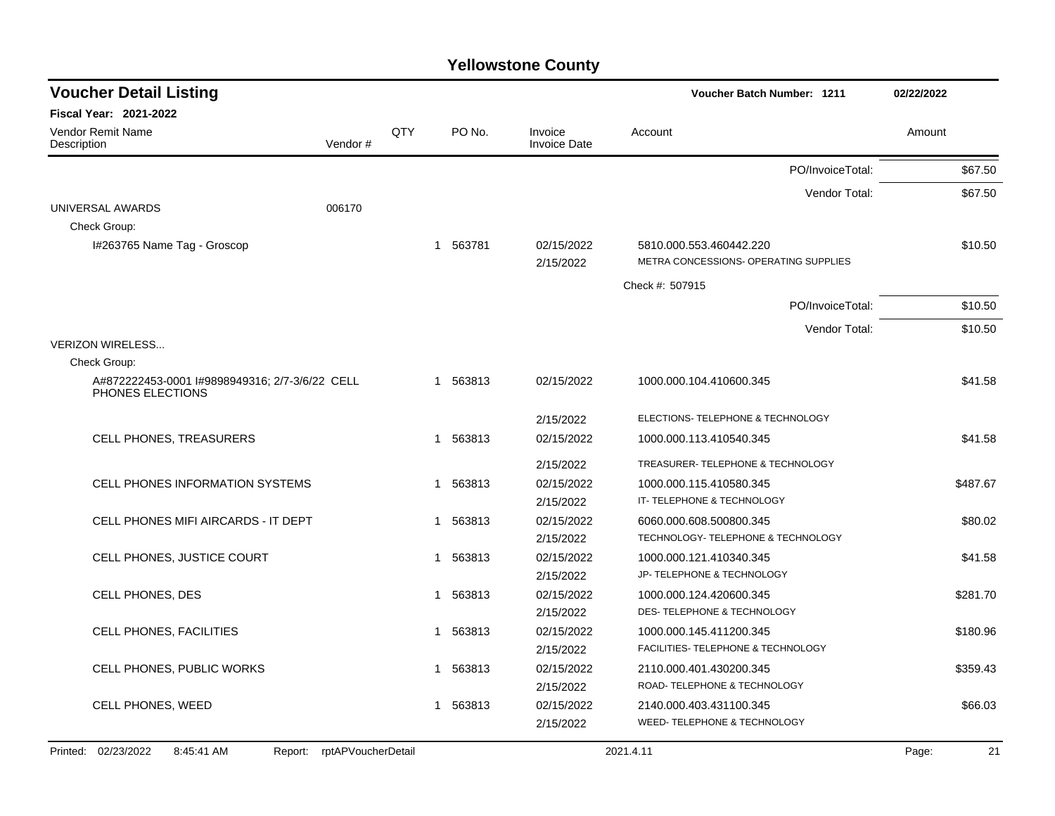# Yellowstone County

## Voucher Detail Listing

**Voucher Batch Number: 1211** — 02/22/2022

**Fiscal Year: 2021-2022**

| Vendor Remit Name / Description | Vendor # | QTY | PO No. | Invoice / Invoice Date | Account | Amount |
|---|---|---|---|---|---|---|
| | | | | | PO/InvoiceTotal: | $67.50 |
| | | | | | Vendor Total: | $67.50 |
| UNIVERSAL AWARDS | 006170 | | | | | |
| Check Group: | | | | | | |
| I#263765 Name Tag - Groscop | | 1 | 563781 | 02/15/2022<br>2/15/2022 | 5810.000.553.460442.220<br>METRA CONCESSIONS- OPERATING SUPPLIES | $10.50 |
| | | | | | Check #: 507915 | |
| | | | | | PO/InvoiceTotal: | $10.50 |
| | | | | | Vendor Total: | $10.50 |
| VERIZON WIRELESS... | | | | | | |
| Check Group: | | | | | | |
| A#872222453-0001 I#9898949316; 2/7-3/6/22 CELL PHONES ELECTIONS | | 1 | 563813 | 02/15/2022<br>2/15/2022 | 1000.000.104.410600.345<br>ELECTIONS- TELEPHONE & TECHNOLOGY | $41.58 |
| CELL PHONES, TREASURERS | | 1 | 563813 | 02/15/2022<br>2/15/2022 | 1000.000.113.410540.345<br>TREASURER- TELEPHONE & TECHNOLOGY | $41.58 |
| CELL PHONES INFORMATION SYSTEMS | | 1 | 563813 | 02/15/2022<br>2/15/2022 | 1000.000.115.410580.345<br>IT- TELEPHONE & TECHNOLOGY | $487.67 |
| CELL PHONES MIFI AIRCARDS - IT DEPT | | 1 | 563813 | 02/15/2022<br>2/15/2022 | 6060.000.608.500800.345<br>TECHNOLOGY- TELEPHONE & TECHNOLOGY | $80.02 |
| CELL PHONES, JUSTICE COURT | | 1 | 563813 | 02/15/2022<br>2/15/2022 | 1000.000.121.410340.345<br>JP- TELEPHONE & TECHNOLOGY | $41.58 |
| CELL PHONES, DES | | 1 | 563813 | 02/15/2022<br>2/15/2022 | 1000.000.124.420600.345<br>DES- TELEPHONE & TECHNOLOGY | $281.70 |
| CELL PHONES, FACILITIES | | 1 | 563813 | 02/15/2022<br>2/15/2022 | 1000.000.145.411200.345<br>FACILITIES- TELEPHONE & TECHNOLOGY | $180.96 |
| CELL PHONES, PUBLIC WORKS | | 1 | 563813 | 02/15/2022<br>2/15/2022 | 2110.000.401.430200.345<br>ROAD- TELEPHONE & TECHNOLOGY | $359.43 |
| CELL PHONES, WEED | | 1 | 563813 | 02/15/2022<br>2/15/2022 | 2140.000.403.431100.345<br>WEED- TELEPHONE & TECHNOLOGY | $66.03 |

Printed: 02/23/2022 8:45:41 AM Report: rptAPVoucherDetail 2021.4.11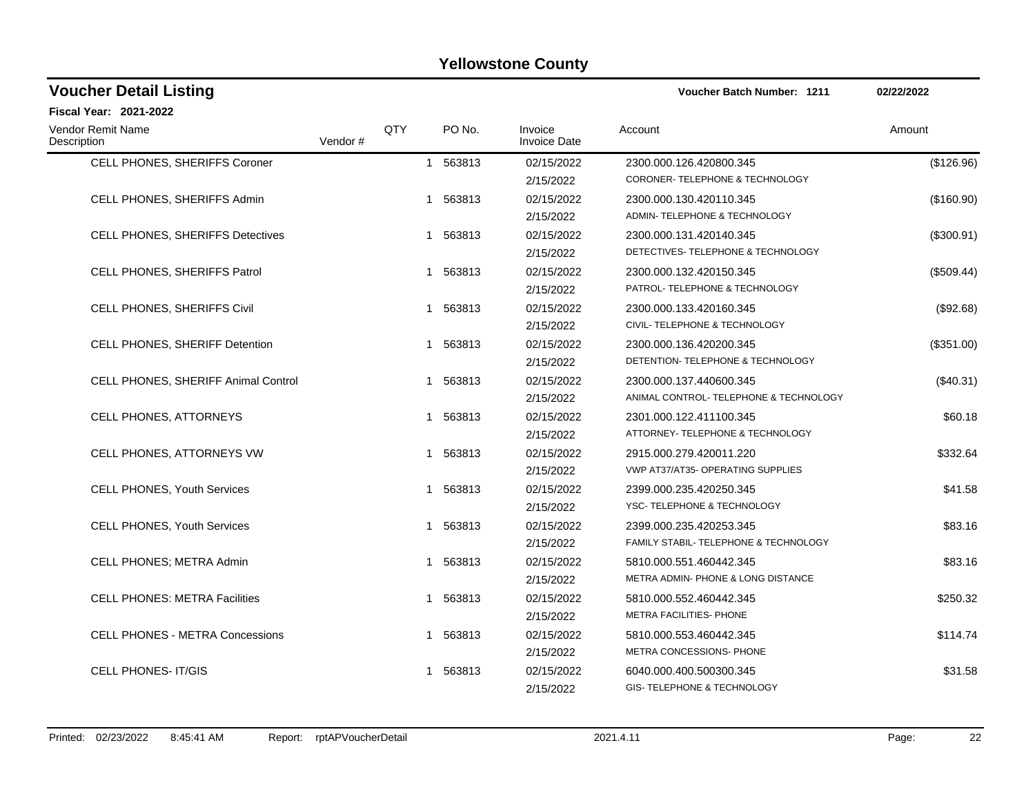# Yellowstone County

## Voucher Detail Listing

**Voucher Batch Number: 1211** 02/22/2022

**Fiscal Year: 2021-2022**

| Vendor Remit Name / Description | Vendor # | QTY | PO No. | Invoice / Invoice Date | Account | Amount |
|---|---|---|---|---|---|---|
| CELL PHONES, SHERIFFS Coroner | | 1 | 563813 | 02/15/2022<br>2/15/2022 | 2300.000.126.420800.345<br>CORONER- TELEPHONE & TECHNOLOGY | ($126.96) |
| CELL PHONES, SHERIFFS Admin | | 1 | 563813 | 02/15/2022<br>2/15/2022 | 2300.000.130.420110.345<br>ADMIN- TELEPHONE & TECHNOLOGY | ($160.90) |
| CELL PHONES, SHERIFFS Detectives | | 1 | 563813 | 02/15/2022<br>2/15/2022 | 2300.000.131.420140.345<br>DETECTIVES- TELEPHONE & TECHNOLOGY | ($300.91) |
| CELL PHONES, SHERIFFS Patrol | | 1 | 563813 | 02/15/2022<br>2/15/2022 | 2300.000.132.420150.345<br>PATROL- TELEPHONE & TECHNOLOGY | ($509.44) |
| CELL PHONES, SHERIFFS Civil | | 1 | 563813 | 02/15/2022<br>2/15/2022 | 2300.000.133.420160.345<br>CIVIL- TELEPHONE & TECHNOLOGY | ($92.68) |
| CELL PHONES, SHERIFF Detention | | 1 | 563813 | 02/15/2022<br>2/15/2022 | 2300.000.136.420200.345<br>DETENTION- TELEPHONE & TECHNOLOGY | ($351.00) |
| CELL PHONES, SHERIFF Animal Control | | 1 | 563813 | 02/15/2022<br>2/15/2022 | 2300.000.137.440600.345<br>ANIMAL CONTROL- TELEPHONE & TECHNOLOGY | ($40.31) |
| CELL PHONES, ATTORNEYS | | 1 | 563813 | 02/15/2022<br>2/15/2022 | 2301.000.122.411100.345<br>ATTORNEY- TELEPHONE & TECHNOLOGY | $60.18 |
| CELL PHONES, ATTORNEYS VW | | 1 | 563813 | 02/15/2022<br>2/15/2022 | 2915.000.279.420011.220<br>VWP AT37/AT35- OPERATING SUPPLIES | $332.64 |
| CELL PHONES, Youth Services | | 1 | 563813 | 02/15/2022<br>2/15/2022 | 2399.000.235.420250.345<br>YSC- TELEPHONE & TECHNOLOGY | $41.58 |
| CELL PHONES, Youth Services | | 1 | 563813 | 02/15/2022<br>2/15/2022 | 2399.000.235.420253.345<br>FAMILY STABIL- TELEPHONE & TECHNOLOGY | $83.16 |
| CELL PHONES; METRA Admin | | 1 | 563813 | 02/15/2022<br>2/15/2022 | 5810.000.551.460442.345<br>METRA ADMIN- PHONE & LONG DISTANCE | $83.16 |
| CELL PHONES: METRA Facilities | | 1 | 563813 | 02/15/2022<br>2/15/2022 | 5810.000.552.460442.345<br>METRA FACILITIES- PHONE | $250.32 |
| CELL PHONES - METRA Concessions | | 1 | 563813 | 02/15/2022<br>2/15/2022 | 5810.000.553.460442.345<br>METRA CONCESSIONS- PHONE | $114.74 |
| CELL PHONES- IT/GIS | | 1 | 563813 | 02/15/2022<br>2/15/2022 | 6040.000.400.500300.345<br>GIS- TELEPHONE & TECHNOLOGY | $31.58 |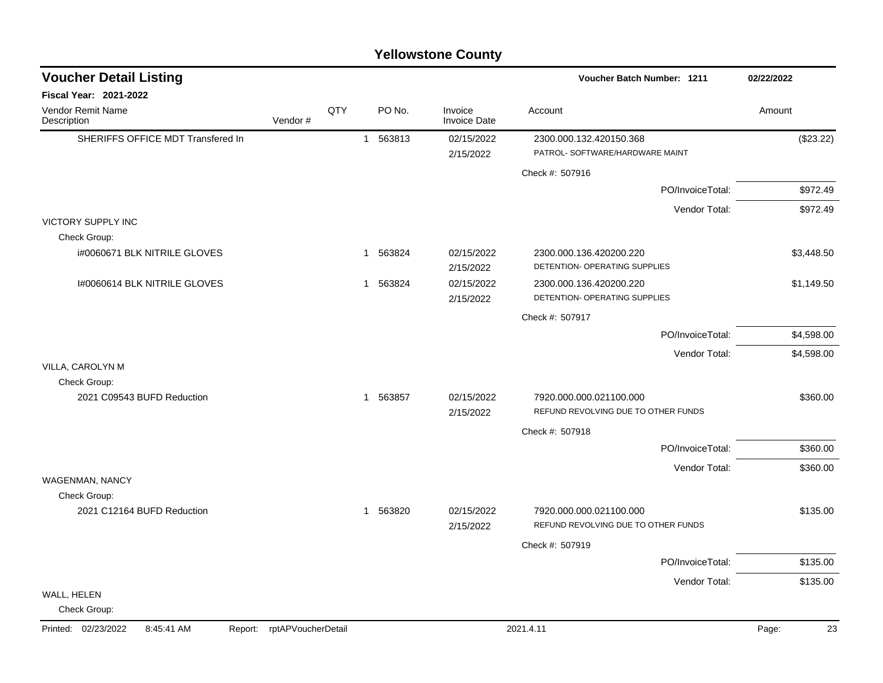# Yellowstone County

## Voucher Detail Listing

**Voucher Batch Number: 1211** — 02/22/2022

**Fiscal Year: 2021-2022**

| Vendor Remit Name / Description | Vendor # | QTY | PO No. | Invoice / Invoice Date | Account | Amount |
|---|---|---|---|---|---|---|
| SHERIFFS OFFICE MDT Transfered In | | 1 | 563813 | 02/15/2022 / 2/15/2022 | 2300.000.132.420150.368 PATROL- SOFTWARE/HARDWARE MAINT | ($23.22) |
| | | | | | Check #: 507916 | |
| | | | | | PO/InvoiceTotal: | $972.49 |
| | | | | | Vendor Total: | $972.49 |
| VICTORY SUPPLY INC | | | | | | |
| Check Group: | | | | | | |
| i#0060671 BLK NITRILE GLOVES | | 1 | 563824 | 02/15/2022 / 2/15/2022 | 2300.000.136.420200.220 DETENTION- OPERATING SUPPLIES | $3,448.50 |
| I#0060614 BLK NITRILE GLOVES | | 1 | 563824 | 02/15/2022 / 2/15/2022 | 2300.000.136.420200.220 DETENTION- OPERATING SUPPLIES | $1,149.50 |
| | | | | | Check #: 507917 | |
| | | | | | PO/InvoiceTotal: | $4,598.00 |
| | | | | | Vendor Total: | $4,598.00 |
| VILLA, CAROLYN M | | | | | | |
| Check Group: | | | | | | |
| 2021 C09543 BUFD Reduction | | 1 | 563857 | 02/15/2022 / 2/15/2022 | 7920.000.000.021100.000 REFUND REVOLVING DUE TO OTHER FUNDS | $360.00 |
| | | | | | Check #: 507918 | |
| | | | | | PO/InvoiceTotal: | $360.00 |
| | | | | | Vendor Total: | $360.00 |
| WAGENMAN, NANCY | | | | | | |
| Check Group: | | | | | | |
| 2021 C12164 BUFD Reduction | | 1 | 563820 | 02/15/2022 / 2/15/2022 | 7920.000.000.021100.000 REFUND REVOLVING DUE TO OTHER FUNDS | $135.00 |
| | | | | | Check #: 507919 | |
| | | | | | PO/InvoiceTotal: | $135.00 |
| | | | | | Vendor Total: | $135.00 |
| WALL, HELEN | | | | | | |
| Check Group: | | | | | | |

Printed: 02/23/2022 8:45:41 AM Report: rptAPVoucherDetail 2021.4.11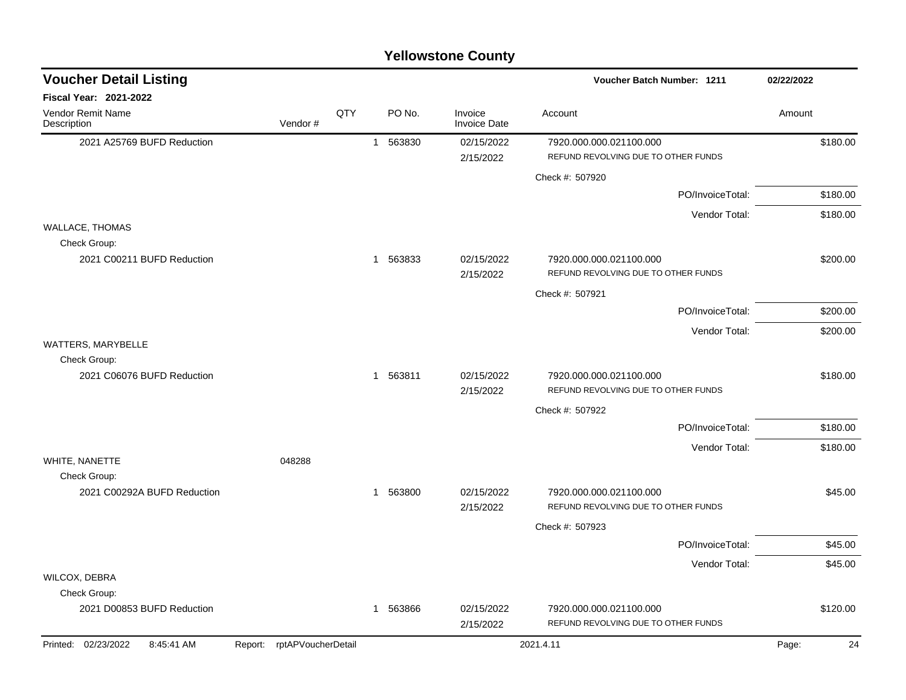## Yellowstone County

### Voucher Detail Listing

**Voucher Batch Number: 1211** — 02/22/2022

**Fiscal Year: 2021-2022**

| Vendor Remit Name / Description | Vendor # | QTY | PO No. | Invoice / Invoice Date | Account | Amount |
|---|---|---|---|---|---|---|
| 2021 A25769 BUFD Reduction | | 1 | 563830 | 02/15/2022<br>2/15/2022 | 7920.000.000.021100.000<br>REFUND REVOLVING DUE TO OTHER FUNDS | $180.00 |
| | | | | | Check #: 507920 | |
| | | | | | PO/InvoiceTotal: | $180.00 |
| | | | | | Vendor Total: | $180.00 |
| WALLACE, THOMAS | | | | | | |
| Check Group: | | | | | | |
| 2021 C00211 BUFD Reduction | | 1 | 563833 | 02/15/2022<br>2/15/2022 | 7920.000.000.021100.000<br>REFUND REVOLVING DUE TO OTHER FUNDS | $200.00 |
| | | | | | Check #: 507921 | |
| | | | | | PO/InvoiceTotal: | $200.00 |
| | | | | | Vendor Total: | $200.00 |
| WATTERS, MARYBELLE | | | | | | |
| Check Group: | | | | | | |
| 2021 C06076 BUFD Reduction | | 1 | 563811 | 02/15/2022<br>2/15/2022 | 7920.000.000.021100.000<br>REFUND REVOLVING DUE TO OTHER FUNDS | $180.00 |
| | | | | | Check #: 507922 | |
| | | | | | PO/InvoiceTotal: | $180.00 |
| | | | | | Vendor Total: | $180.00 |
| WHITE, NANETTE | 048288 | | | | | |
| Check Group: | | | | | | |
| 2021 C00292A BUFD Reduction | | 1 | 563800 | 02/15/2022<br>2/15/2022 | 7920.000.000.021100.000<br>REFUND REVOLVING DUE TO OTHER FUNDS | $45.00 |
| | | | | | Check #: 507923 | |
| | | | | | PO/InvoiceTotal: | $45.00 |
| | | | | | Vendor Total: | $45.00 |
| WILCOX, DEBRA | | | | | | |
| Check Group: | | | | | | |
| 2021 D00853 BUFD Reduction | | 1 | 563866 | 02/15/2022<br>2/15/2022 | 7920.000.000.021100.000<br>REFUND REVOLVING DUE TO OTHER FUNDS | $120.00 |

Printed: 02/23/2022 8:45:41 AM Report: rptAPVoucherDetail 2021.4.11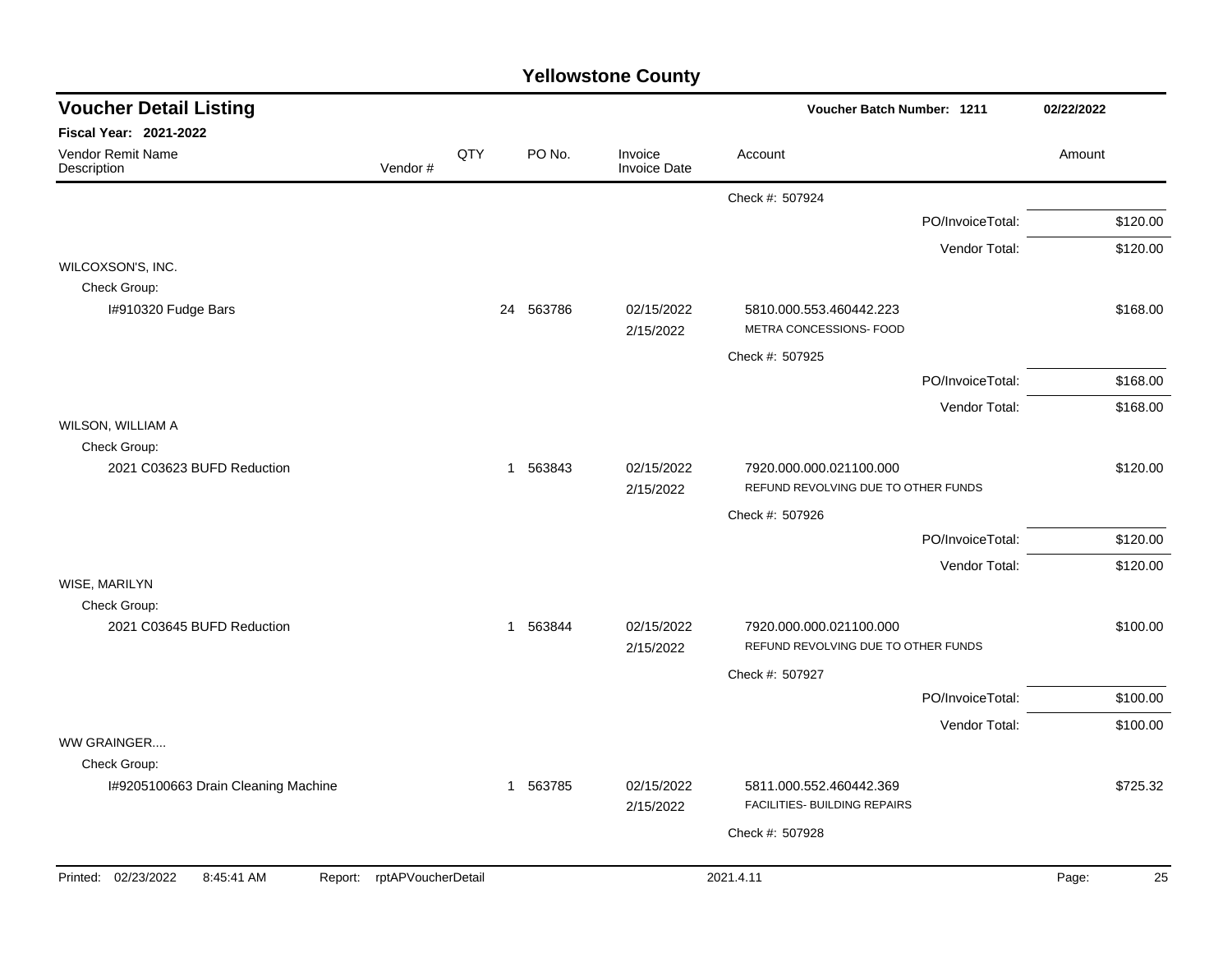## Yellowstone County

### Voucher Detail Listing

**Voucher Batch Number: 1211** — 02/22/2022

**Fiscal Year: 2021-2022**

| Vendor Remit Name / Description | Vendor # | QTY | PO No. | Invoice / Invoice Date | Account | Amount |
|---|---|---|---|---|---|---|
| | | | | | Check #: 507924 | |
| | | | | | PO/InvoiceTotal: | $120.00 |
| | | | | | Vendor Total: | $120.00 |
| WILCOXSON'S, INC. | | | | | | |
| Check Group: | | | | | | |
| I#910320 Fudge Bars | | 24 | 563786 | 02/15/2022<br>2/15/2022 | 5810.000.553.460442.223<br>METRA CONCESSIONS- FOOD | $168.00 |
| | | | | | Check #: 507925 | |
| | | | | | PO/InvoiceTotal: | $168.00 |
| | | | | | Vendor Total: | $168.00 |
| WILSON, WILLIAM A | | | | | | |
| Check Group: | | | | | | |
| 2021 C03623 BUFD Reduction | | 1 | 563843 | 02/15/2022<br>2/15/2022 | 7920.000.000.021100.000<br>REFUND REVOLVING DUE TO OTHER FUNDS | $120.00 |
| | | | | | Check #: 507926 | |
| | | | | | PO/InvoiceTotal: | $120.00 |
| | | | | | Vendor Total: | $120.00 |
| WISE, MARILYN | | | | | | |
| Check Group: | | | | | | |
| 2021 C03645 BUFD Reduction | | 1 | 563844 | 02/15/2022<br>2/15/2022 | 7920.000.000.021100.000<br>REFUND REVOLVING DUE TO OTHER FUNDS | $100.00 |
| | | | | | Check #: 507927 | |
| | | | | | PO/InvoiceTotal: | $100.00 |
| | | | | | Vendor Total: | $100.00 |
| WW GRAINGER.... | | | | | | |
| Check Group: | | | | | | |
| I#9205100663 Drain Cleaning Machine | | 1 | 563785 | 02/15/2022<br>2/15/2022 | 5811.000.552.460442.369<br>FACILITIES- BUILDING REPAIRS | $725.32 |
| | | | | | Check #: 507928 | |

Printed: 02/23/2022 8:45:41 AM Report: rptAPVoucherDetail 2021.4.11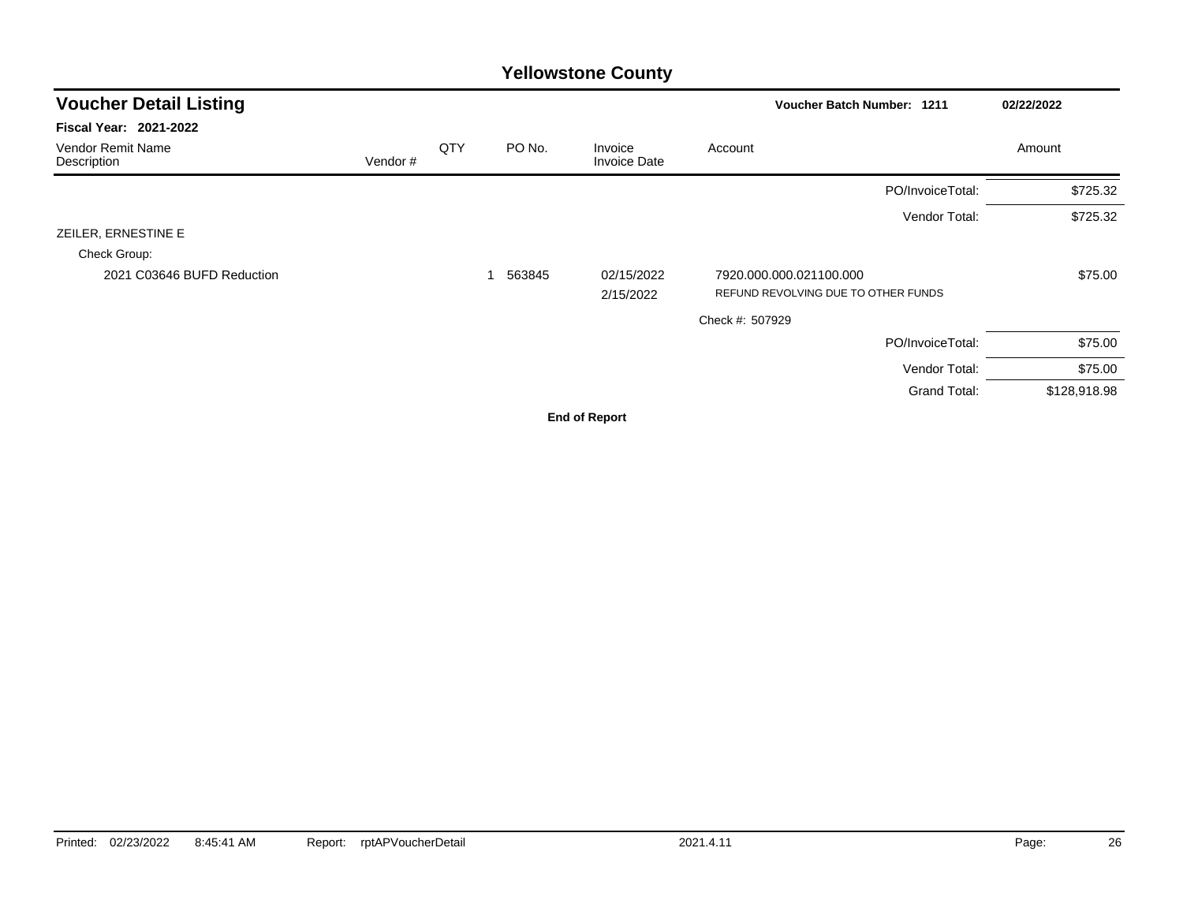## Yellowstone County

### Voucher Detail Listing

**Voucher Batch Number: 1211** **02/22/2022**

**Fiscal Year: 2021-2022**

| Vendor Remit Name / Description | Vendor # | QTY | PO No. | Invoice / Invoice Date | Account | Amount |
|---|---|---|---|---|---|---|
| | | | | | PO/InvoiceTotal: | $725.32 |
| | | | | | Vendor Total: | $725.32 |
| ZEILER, ERNESTINE E | | | | | | |
| Check Group: | | | | | | |
| 2021 C03646 BUFD Reduction | | 1 | 563845 | 02/15/2022<br>2/15/2022 | 7920.000.000.021100.000<br>REFUND REVOLVING DUE TO OTHER FUNDS | $75.00 |
| | | | | | Check #: 507929 | |
| | | | | | PO/InvoiceTotal: | $75.00 |
| | | | | | Vendor Total: | $75.00 |
| | | | | | Grand Total: | $128,918.98 |

**End of Report**

Printed: 02/23/2022 8:45:41 AM Report: rptAPVoucherDetail 2021.4.11